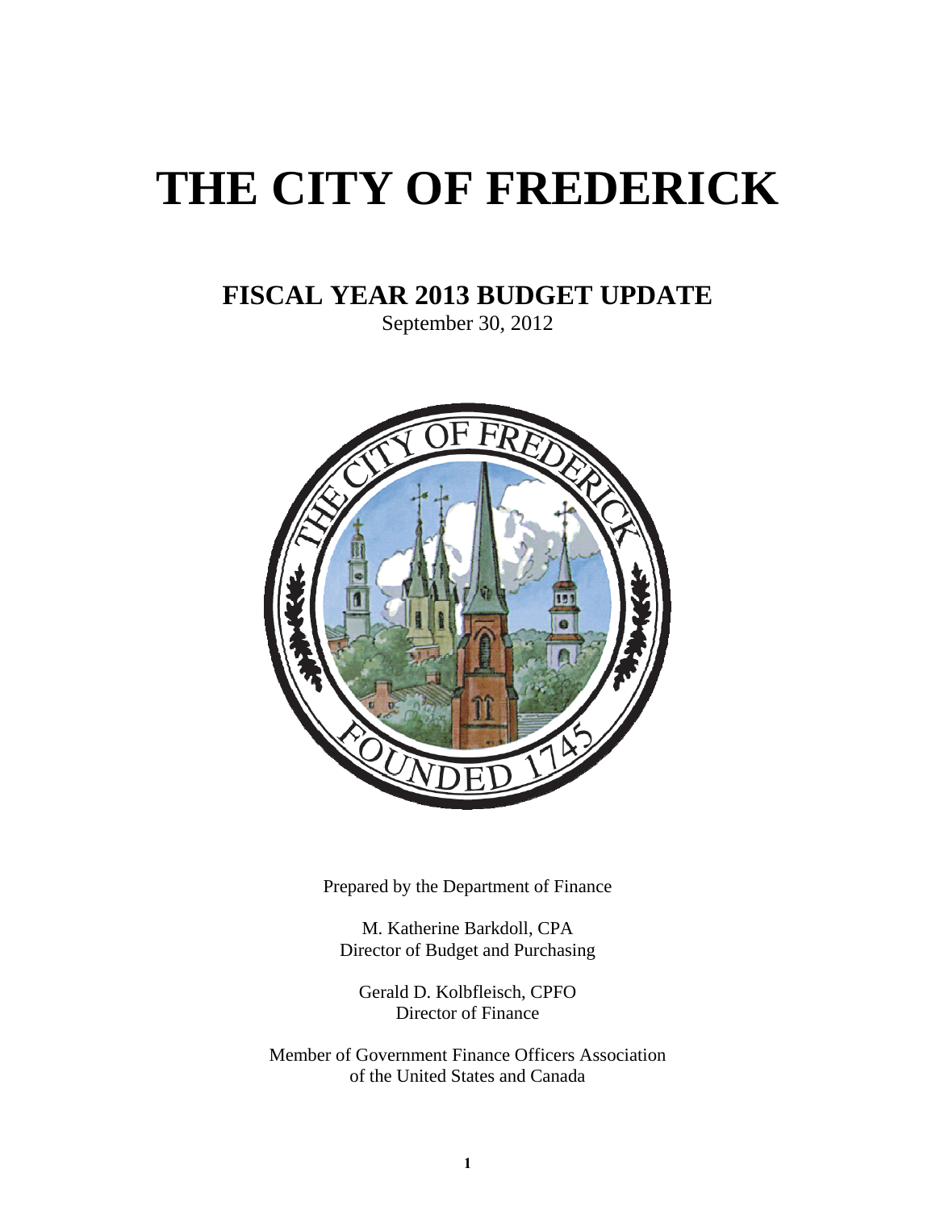# THE CITY OF FREDERICK

## FISCAL YEAR 2013 BUDGET UPDATE

September 30, 2012

Prepared by the Department of Finance

M. Katherine Barkdoll, CPA
Director of Budget and Purchasing

Gerald D. Kolbfleisch, CPFO
Director of Finance

Member of Government Finance Officers Association
of the United States and Canada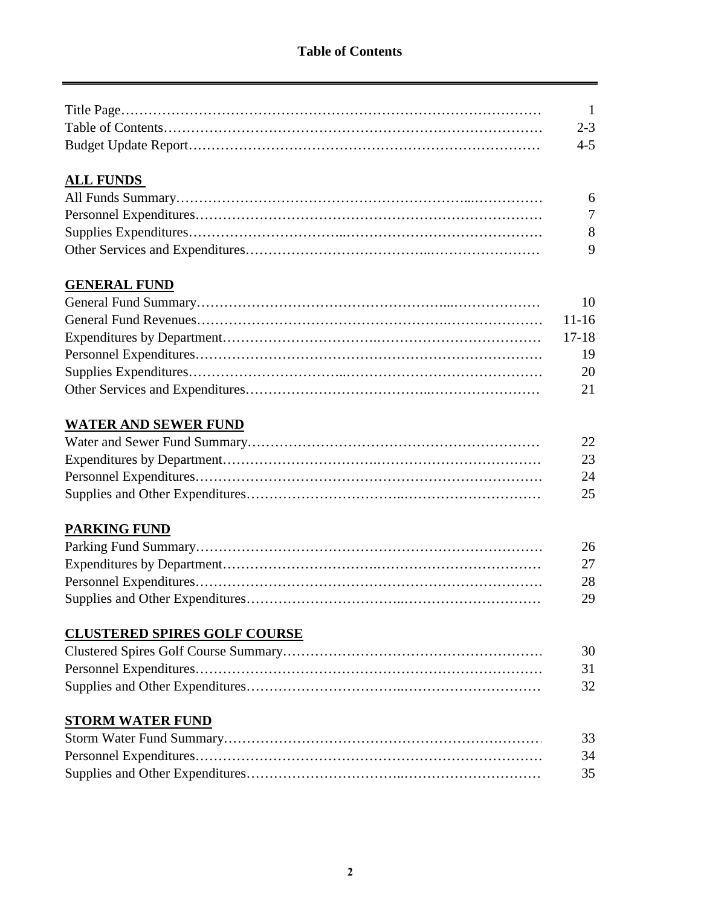# Table of Contents

| | |
|---|---|
| Title Page | 1 |
| Table of Contents | 2-3 |
| Budget Update Report | 4-5 |

## ALL FUNDS

| | |
|---|---|
| All Funds Summary | 6 |
| Personnel Expenditures | 7 |
| Supplies Expenditures | 8 |
| Other Services and Expenditures | 9 |

## GENERAL FUND

| | |
|---|---|
| General Fund Summary | 10 |
| General Fund Revenues | 11-16 |
| Expenditures by Department | 17-18 |
| Personnel Expenditures | 19 |
| Supplies Expenditures | 20 |
| Other Services and Expenditures | 21 |

## WATER AND SEWER FUND

| | |
|---|---|
| Water and Sewer Fund Summary | 22 |
| Expenditures by Department | 23 |
| Personnel Expenditures | 24 |
| Supplies and Other Expenditures | 25 |

## PARKING FUND

| | |
|---|---|
| Parking Fund Summary | 26 |
| Expenditures by Department | 27 |
| Personnel Expenditures | 28 |
| Supplies and Other Expenditures | 29 |

## CLUSTERED SPIRES GOLF COURSE

| | |
|---|---|
| Clustered Spires Golf Course Summary | 30 |
| Personnel Expenditures | 31 |
| Supplies and Other Expenditures | 32 |

## STORM WATER FUND

| | |
|---|---|
| Storm Water Fund Summary | 33 |
| Personnel Expenditures | 34 |
| Supplies and Other Expenditures | 35 |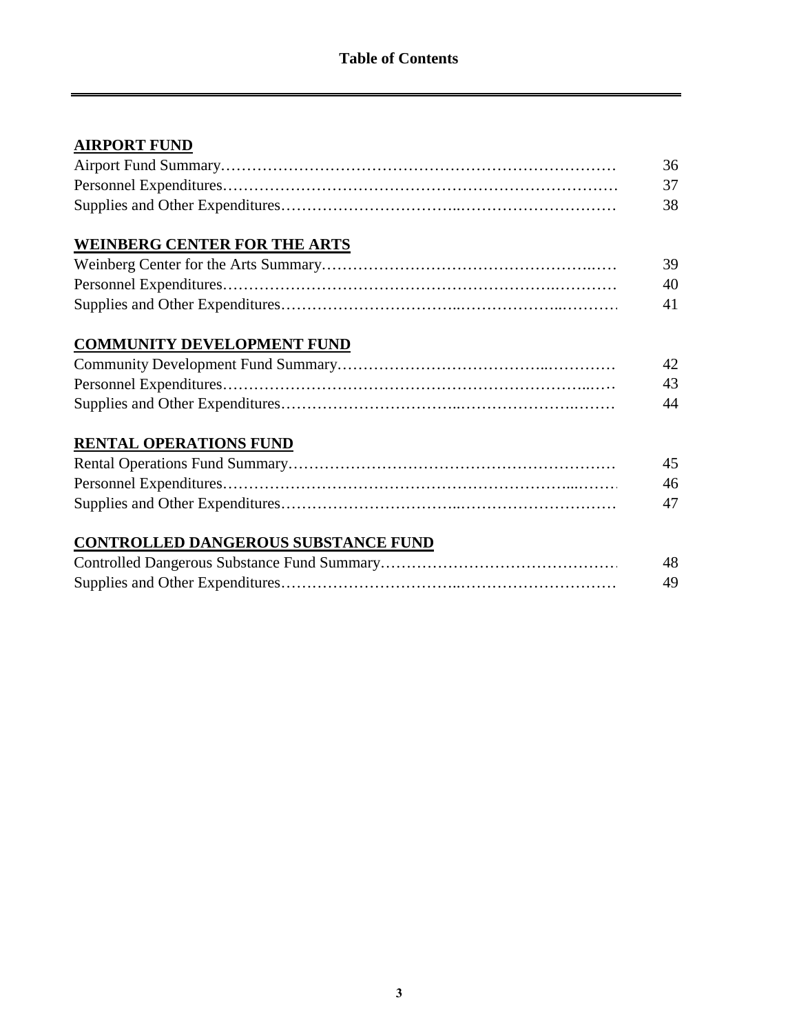# Table of Contents

## AIRPORT FUND

| | |
|---|---|
| Airport Fund Summary | 36 |
| Personnel Expenditures | 37 |
| Supplies and Other Expenditures | 38 |

## WEINBERG CENTER FOR THE ARTS

| | |
|---|---|
| Weinberg Center for the Arts Summary | 39 |
| Personnel Expenditures | 40 |
| Supplies and Other Expenditures | 41 |

## COMMUNITY DEVELOPMENT FUND

| | |
|---|---|
| Community Development Fund Summary | 42 |
| Personnel Expenditures | 43 |
| Supplies and Other Expenditures | 44 |

## RENTAL OPERATIONS FUND

| | |
|---|---|
| Rental Operations Fund Summary | 45 |
| Personnel Expenditures | 46 |
| Supplies and Other Expenditures | 47 |

## CONTROLLED DANGEROUS SUBSTANCE FUND

| | |
|---|---|
| Controlled Dangerous Substance Fund Summary | 48 |
| Supplies and Other Expenditures | 49 |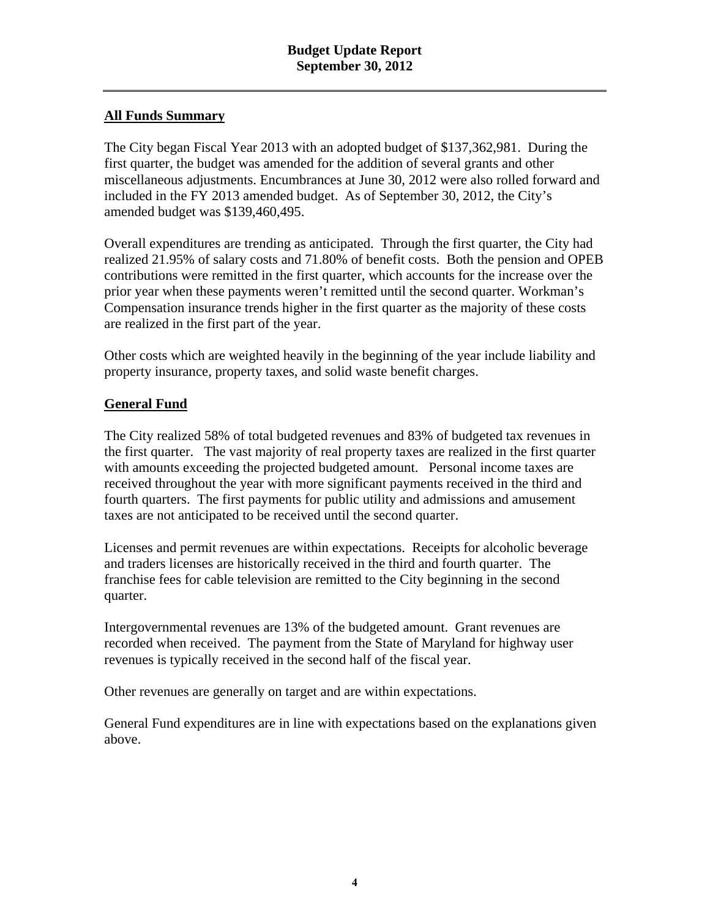# Budget Update Report
# September 30, 2012

## All Funds Summary

The City began Fiscal Year 2013 with an adopted budget of $137,362,981. During the first quarter, the budget was amended for the addition of several grants and other miscellaneous adjustments. Encumbrances at June 30, 2012 were also rolled forward and included in the FY 2013 amended budget. As of September 30, 2012, the City's amended budget was $139,460,495.

Overall expenditures are trending as anticipated. Through the first quarter, the City had realized 21.95% of salary costs and 71.80% of benefit costs. Both the pension and OPEB contributions were remitted in the first quarter, which accounts for the increase over the prior year when these payments weren't remitted until the second quarter. Workman's Compensation insurance trends higher in the first quarter as the majority of these costs are realized in the first part of the year.

Other costs which are weighted heavily in the beginning of the year include liability and property insurance, property taxes, and solid waste benefit charges.

## General Fund

The City realized 58% of total budgeted revenues and 83% of budgeted tax revenues in the first quarter. The vast majority of real property taxes are realized in the first quarter with amounts exceeding the projected budgeted amount. Personal income taxes are received throughout the year with more significant payments received in the third and fourth quarters. The first payments for public utility and admissions and amusement taxes are not anticipated to be received until the second quarter.

Licenses and permit revenues are within expectations. Receipts for alcoholic beverage and traders licenses are historically received in the third and fourth quarter. The franchise fees for cable television are remitted to the City beginning in the second quarter.

Intergovernmental revenues are 13% of the budgeted amount. Grant revenues are recorded when received. The payment from the State of Maryland for highway user revenues is typically received in the second half of the fiscal year.

Other revenues are generally on target and are within expectations.

General Fund expenditures are in line with expectations based on the explanations given above.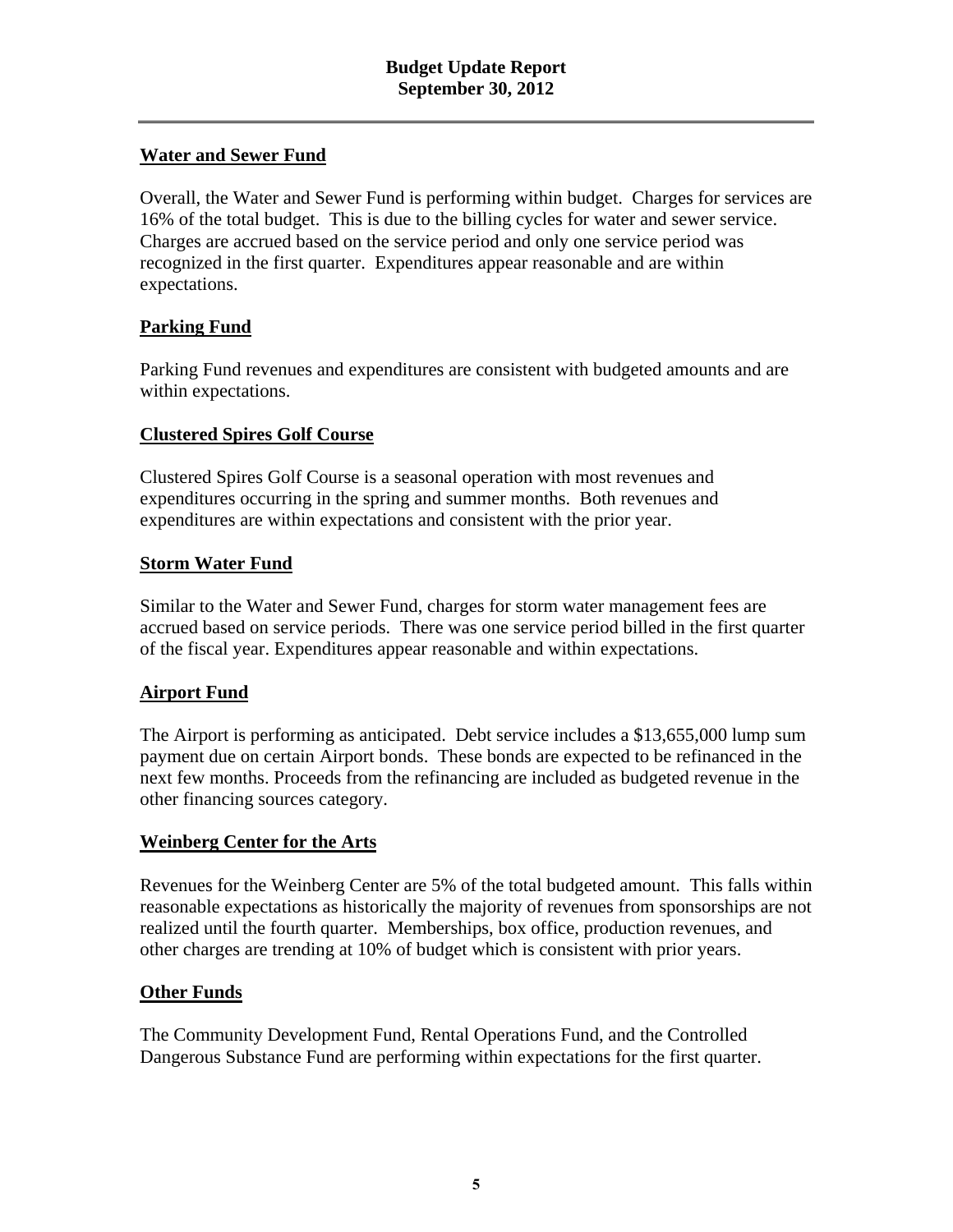## Water and Sewer Fund

Overall, the Water and Sewer Fund is performing within budget. Charges for services are 16% of the total budget. This is due to the billing cycles for water and sewer service. Charges are accrued based on the service period and only one service period was recognized in the first quarter. Expenditures appear reasonable and are within expectations.

## Parking Fund

Parking Fund revenues and expenditures are consistent with budgeted amounts and are within expectations.

## Clustered Spires Golf Course

Clustered Spires Golf Course is a seasonal operation with most revenues and expenditures occurring in the spring and summer months. Both revenues and expenditures are within expectations and consistent with the prior year.

## Storm Water Fund

Similar to the Water and Sewer Fund, charges for storm water management fees are accrued based on service periods. There was one service period billed in the first quarter of the fiscal year. Expenditures appear reasonable and within expectations.

## Airport Fund

The Airport is performing as anticipated. Debt service includes a $13,655,000 lump sum payment due on certain Airport bonds. These bonds are expected to be refinanced in the next few months. Proceeds from the refinancing are included as budgeted revenue in the other financing sources category.

## Weinberg Center for the Arts

Revenues for the Weinberg Center are 5% of the total budgeted amount. This falls within reasonable expectations as historically the majority of revenues from sponsorships are not realized until the fourth quarter. Memberships, box office, production revenues, and other charges are trending at 10% of budget which is consistent with prior years.

## Other Funds

The Community Development Fund, Rental Operations Fund, and the Controlled Dangerous Substance Fund are performing within expectations for the first quarter.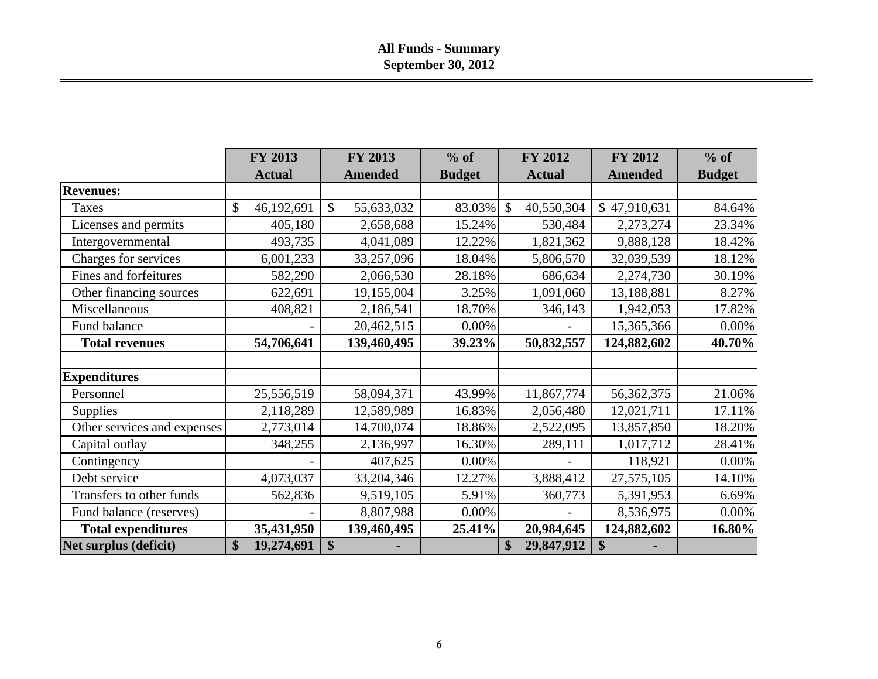# All Funds - Summary
## September 30, 2012

| | FY 2013 Actual | FY 2013 Amended | % of Budget | FY 2012 Actual | FY 2012 Amended | % of Budget |
|---|---|---|---|---|---|---|
| **Revenues:** | | | | | | |
| Taxes | $ 46,192,691 | $ 55,633,032 | 83.03% | $ 40,550,304 | $ 47,910,631 | 84.64% |
| Licenses and permits | 405,180 | 2,658,688 | 15.24% | 530,484 | 2,273,274 | 23.34% |
| Intergovernmental | 493,735 | 4,041,089 | 12.22% | 1,821,362 | 9,888,128 | 18.42% |
| Charges for services | 6,001,233 | 33,257,096 | 18.04% | 5,806,570 | 32,039,539 | 18.12% |
| Fines and forfeitures | 582,290 | 2,066,530 | 28.18% | 686,634 | 2,274,730 | 30.19% |
| Other financing sources | 622,691 | 19,155,004 | 3.25% | 1,091,060 | 13,188,881 | 8.27% |
| Miscellaneous | 408,821 | 2,186,541 | 18.70% | 346,143 | 1,942,053 | 17.82% |
| Fund balance | - | 20,462,515 | 0.00% | - | 15,365,366 | 0.00% |
| **Total revenues** | **54,706,641** | **139,460,495** | **39.23%** | **50,832,557** | **124,882,602** | **40.70%** |
| | | | | | | |
| **Expenditures** | | | | | | |
| Personnel | 25,556,519 | 58,094,371 | 43.99% | 11,867,774 | 56,362,375 | 21.06% |
| Supplies | 2,118,289 | 12,589,989 | 16.83% | 2,056,480 | 12,021,711 | 17.11% |
| Other services and expenses | 2,773,014 | 14,700,074 | 18.86% | 2,522,095 | 13,857,850 | 18.20% |
| Capital outlay | 348,255 | 2,136,997 | 16.30% | 289,111 | 1,017,712 | 28.41% |
| Contingency | - | 407,625 | 0.00% | - | 118,921 | 0.00% |
| Debt service | 4,073,037 | 33,204,346 | 12.27% | 3,888,412 | 27,575,105 | 14.10% |
| Transfers to other funds | 562,836 | 9,519,105 | 5.91% | 360,773 | 5,391,953 | 6.69% |
| Fund balance (reserves) | - | 8,807,988 | 0.00% | - | 8,536,975 | 0.00% |
| **Total expenditures** | **35,431,950** | **139,460,495** | **25.41%** | **20,984,645** | **124,882,602** | **16.80%** |
| **Net surplus (deficit)** | **$ 19,274,691** | **$ -** | | **$ 29,847,912** | **$ -** | |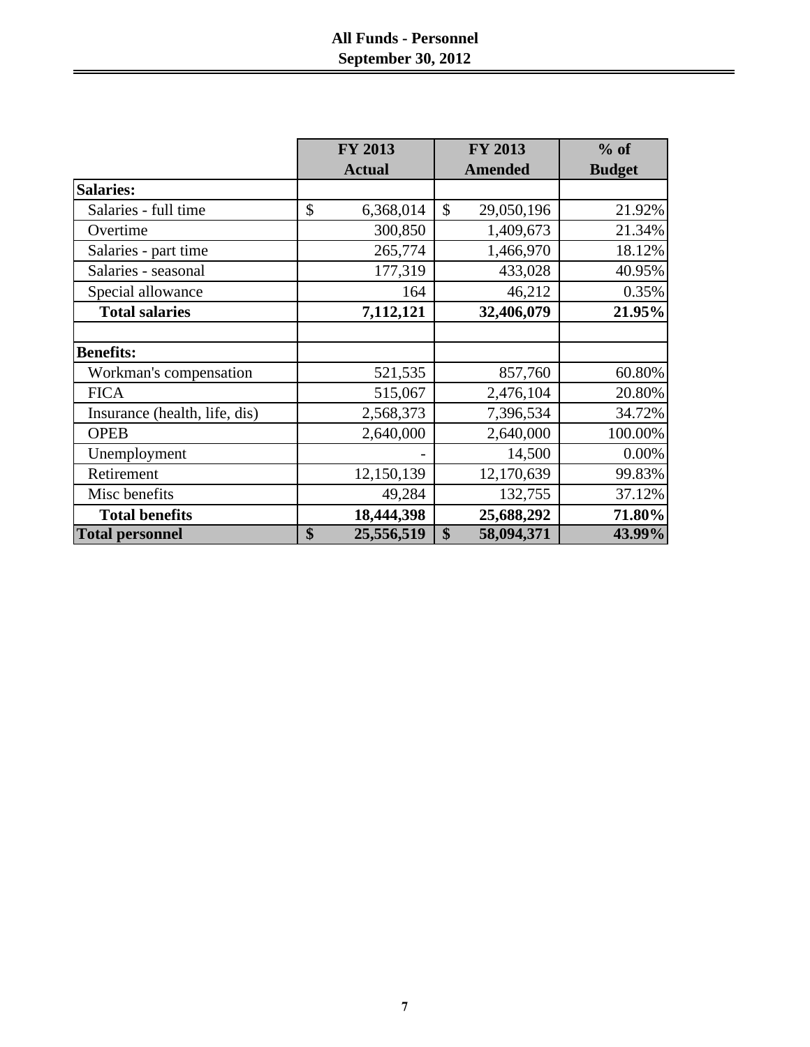# All Funds - Personnel
## September 30, 2012

| | FY 2013 Actual | FY 2013 Amended | % of Budget |
|---|---|---|---|
| **Salaries:** | | | |
| Salaries - full time | $ 6,368,014 | $ 29,050,196 | 21.92% |
| Overtime | 300,850 | 1,409,673 | 21.34% |
| Salaries - part time | 265,774 | 1,466,970 | 18.12% |
| Salaries - seasonal | 177,319 | 433,028 | 40.95% |
| Special allowance | 164 | 46,212 | 0.35% |
| **Total salaries** | **7,112,121** | **32,406,079** | **21.95%** |
| | | | |
| **Benefits:** | | | |
| Workman's compensation | 521,535 | 857,760 | 60.80% |
| FICA | 515,067 | 2,476,104 | 20.80% |
| Insurance (health, life, dis) | 2,568,373 | 7,396,534 | 34.72% |
| OPEB | 2,640,000 | 2,640,000 | 100.00% |
| Unemployment | - | 14,500 | 0.00% |
| Retirement | 12,150,139 | 12,170,639 | 99.83% |
| Misc benefits | 49,284 | 132,755 | 37.12% |
| **Total benefits** | **18,444,398** | **25,688,292** | **71.80%** |
| **Total personnel** | **$ 25,556,519** | **$ 58,094,371** | **43.99%** |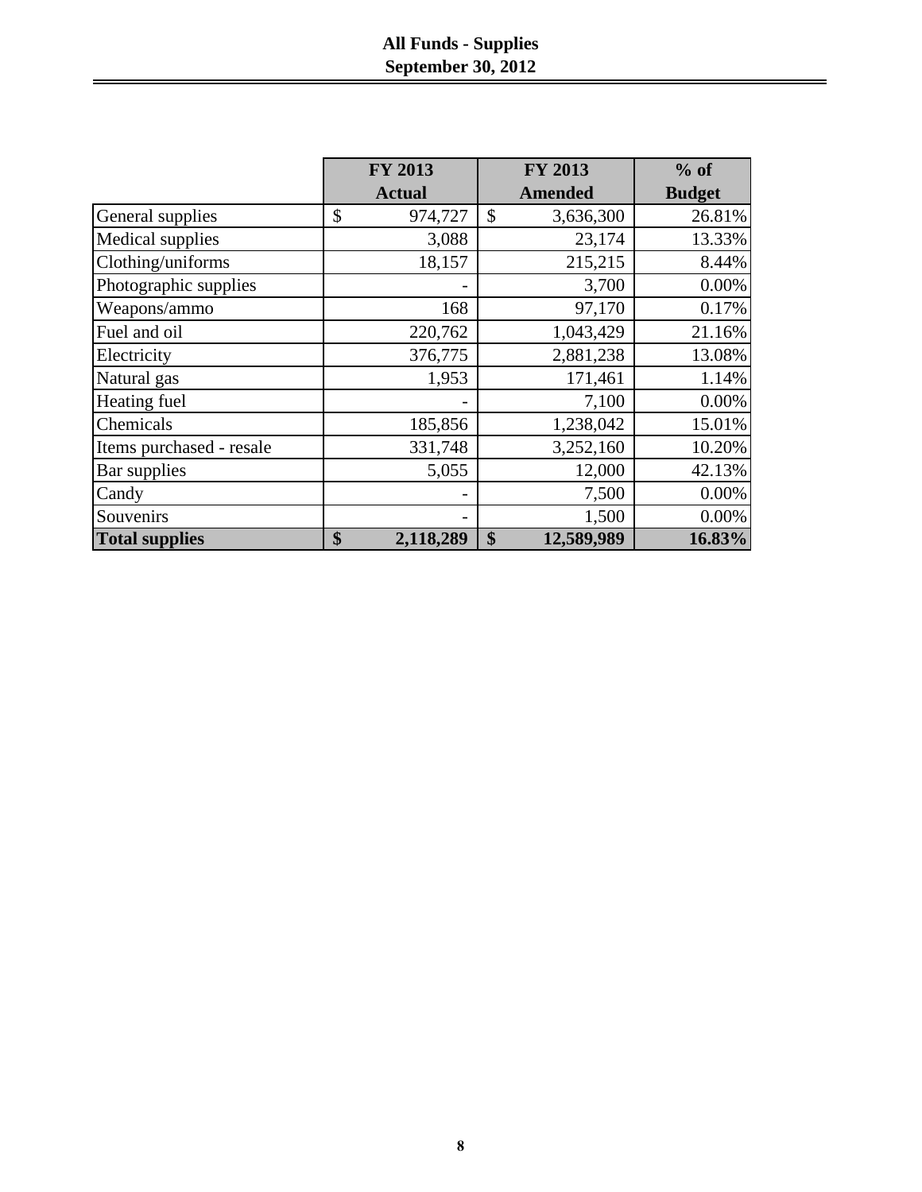# All Funds - Supplies
## September 30, 2012

| | FY 2013 Actual | FY 2013 Amended | % of Budget |
|---|---|---|---|
| General supplies | $ 974,727 | $ 3,636,300 | 26.81% |
| Medical supplies | 3,088 | 23,174 | 13.33% |
| Clothing/uniforms | 18,157 | 215,215 | 8.44% |
| Photographic supplies | - | 3,700 | 0.00% |
| Weapons/ammo | 168 | 97,170 | 0.17% |
| Fuel and oil | 220,762 | 1,043,429 | 21.16% |
| Electricity | 376,775 | 2,881,238 | 13.08% |
| Natural gas | 1,953 | 171,461 | 1.14% |
| Heating fuel | - | 7,100 | 0.00% |
| Chemicals | 185,856 | 1,238,042 | 15.01% |
| Items purchased - resale | 331,748 | 3,252,160 | 10.20% |
| Bar supplies | 5,055 | 12,000 | 42.13% |
| Candy | - | 7,500 | 0.00% |
| Souvenirs | - | 1,500 | 0.00% |
| **Total supplies** | **$ 2,118,289** | **$ 12,589,989** | **16.83%** |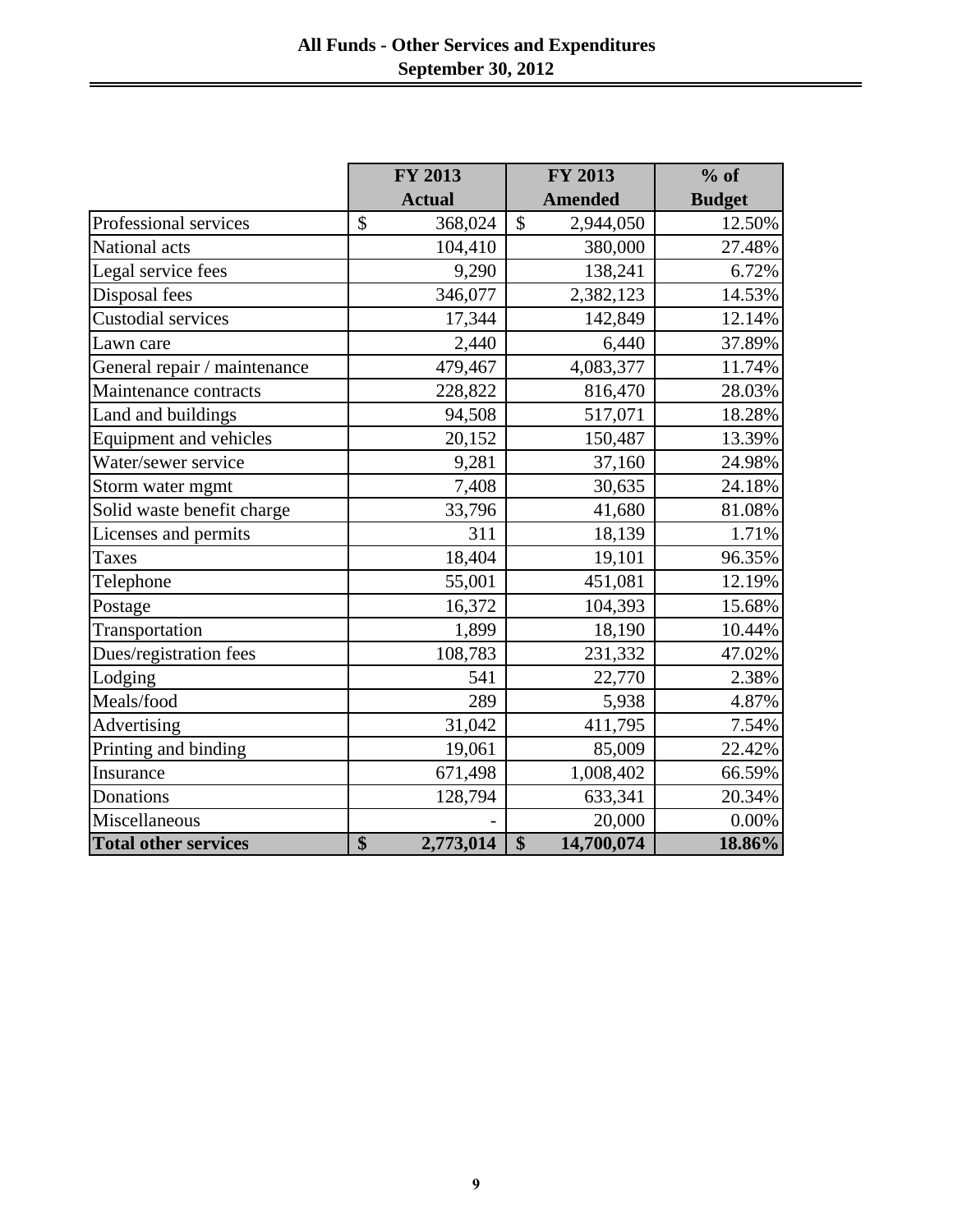# All Funds - Other Services and Expenditures
## September 30, 2012

| | FY 2013 Actual | FY 2013 Amended | % of Budget |
|---|---|---|---|
| Professional services | $ 368,024 | $ 2,944,050 | 12.50% |
| National acts | 104,410 | 380,000 | 27.48% |
| Legal service fees | 9,290 | 138,241 | 6.72% |
| Disposal fees | 346,077 | 2,382,123 | 14.53% |
| Custodial services | 17,344 | 142,849 | 12.14% |
| Lawn care | 2,440 | 6,440 | 37.89% |
| General repair / maintenance | 479,467 | 4,083,377 | 11.74% |
| Maintenance contracts | 228,822 | 816,470 | 28.03% |
| Land and buildings | 94,508 | 517,071 | 18.28% |
| Equipment and vehicles | 20,152 | 150,487 | 13.39% |
| Water/sewer service | 9,281 | 37,160 | 24.98% |
| Storm water mgmt | 7,408 | 30,635 | 24.18% |
| Solid waste benefit charge | 33,796 | 41,680 | 81.08% |
| Licenses and permits | 311 | 18,139 | 1.71% |
| Taxes | 18,404 | 19,101 | 96.35% |
| Telephone | 55,001 | 451,081 | 12.19% |
| Postage | 16,372 | 104,393 | 15.68% |
| Transportation | 1,899 | 18,190 | 10.44% |
| Dues/registration fees | 108,783 | 231,332 | 47.02% |
| Lodging | 541 | 22,770 | 2.38% |
| Meals/food | 289 | 5,938 | 4.87% |
| Advertising | 31,042 | 411,795 | 7.54% |
| Printing and binding | 19,061 | 85,009 | 22.42% |
| Insurance | 671,498 | 1,008,402 | 66.59% |
| Donations | 128,794 | 633,341 | 20.34% |
| Miscellaneous | - | 20,000 | 0.00% |
| **Total other services** | **$ 2,773,014** | **$ 14,700,074** | **18.86%** |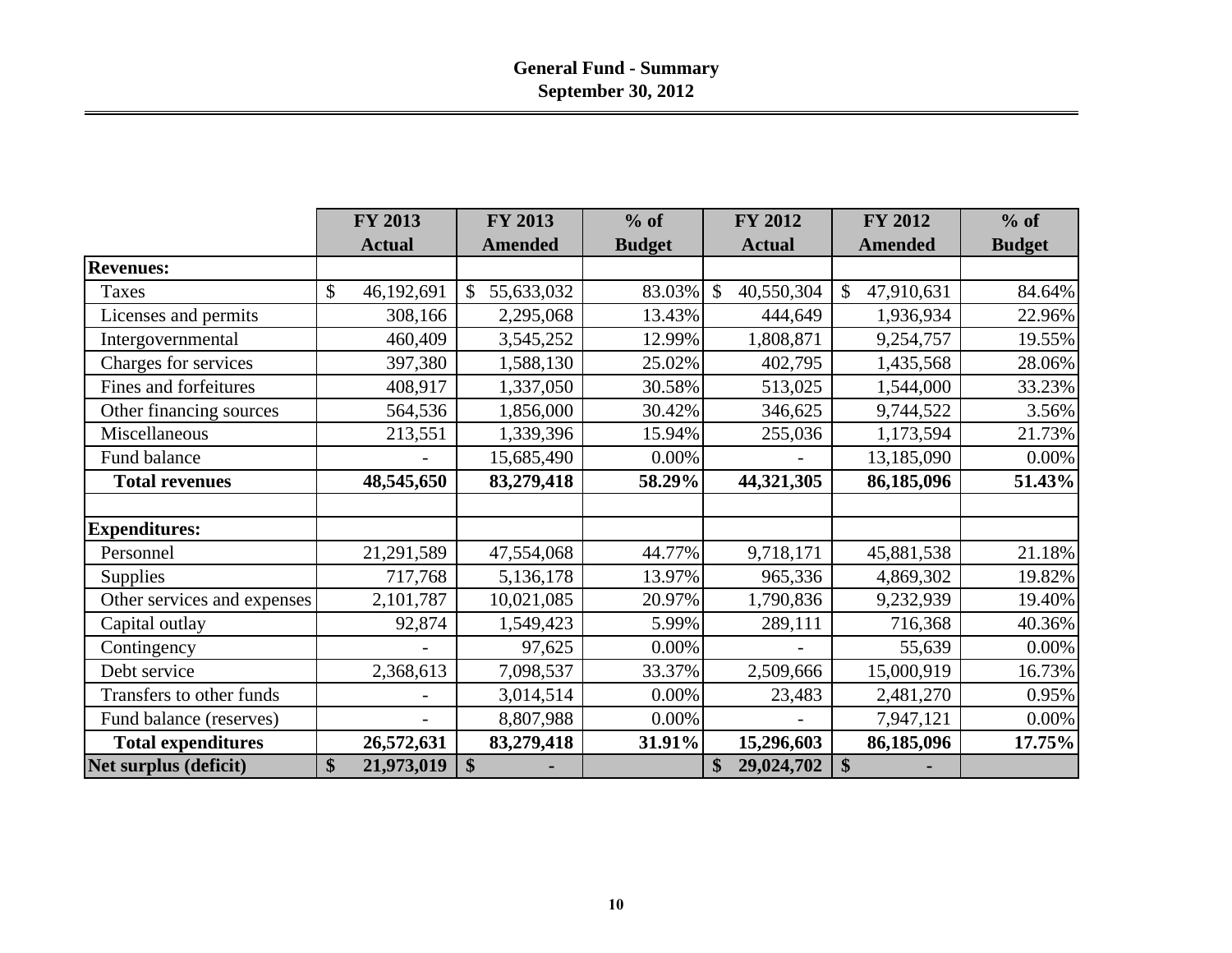# General Fund - Summary

## September 30, 2012

| | FY 2013 Actual | FY 2013 Amended | % of Budget | FY 2012 Actual | FY 2012 Amended | % of Budget |
|---|---|---|---|---|---|---|
| **Revenues:** | | | | | | |
| Taxes | $ 46,192,691 | $ 55,633,032 | 83.03% | $ 40,550,304 | $ 47,910,631 | 84.64% |
| Licenses and permits | 308,166 | 2,295,068 | 13.43% | 444,649 | 1,936,934 | 22.96% |
| Intergovernmental | 460,409 | 3,545,252 | 12.99% | 1,808,871 | 9,254,757 | 19.55% |
| Charges for services | 397,380 | 1,588,130 | 25.02% | 402,795 | 1,435,568 | 28.06% |
| Fines and forfeitures | 408,917 | 1,337,050 | 30.58% | 513,025 | 1,544,000 | 33.23% |
| Other financing sources | 564,536 | 1,856,000 | 30.42% | 346,625 | 9,744,522 | 3.56% |
| Miscellaneous | 213,551 | 1,339,396 | 15.94% | 255,036 | 1,173,594 | 21.73% |
| Fund balance | - | 15,685,490 | 0.00% | - | 13,185,090 | 0.00% |
| **Total revenues** | **48,545,650** | **83,279,418** | **58.29%** | **44,321,305** | **86,185,096** | **51.43%** |
| | | | | | | |
| **Expenditures:** | | | | | | |
| Personnel | 21,291,589 | 47,554,068 | 44.77% | 9,718,171 | 45,881,538 | 21.18% |
| Supplies | 717,768 | 5,136,178 | 13.97% | 965,336 | 4,869,302 | 19.82% |
| Other services and expenses | 2,101,787 | 10,021,085 | 20.97% | 1,790,836 | 9,232,939 | 19.40% |
| Capital outlay | 92,874 | 1,549,423 | 5.99% | 289,111 | 716,368 | 40.36% |
| Contingency | - | 97,625 | 0.00% | - | 55,639 | 0.00% |
| Debt service | 2,368,613 | 7,098,537 | 33.37% | 2,509,666 | 15,000,919 | 16.73% |
| Transfers to other funds | - | 3,014,514 | 0.00% | 23,483 | 2,481,270 | 0.95% |
| Fund balance (reserves) | - | 8,807,988 | 0.00% | - | 7,947,121 | 0.00% |
| **Total expenditures** | **26,572,631** | **83,279,418** | **31.91%** | **15,296,603** | **86,185,096** | **17.75%** |
| **Net surplus (deficit)** | **$ 21,973,019** | **$ -** | | **$ 29,024,702** | **$ -** | |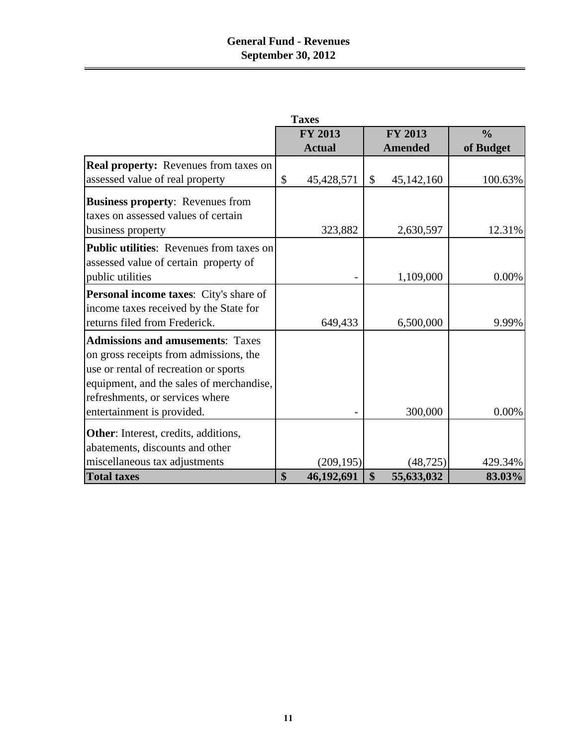# General Fund - Revenues
## September 30, 2012

**Taxes**

| | FY 2013 Actual | FY 2013 Amended | % of Budget |
|---|---|---|---|
| **Real property:** Revenues from taxes on assessed value of real property | $ 45,428,571 | $ 45,142,160 | 100.63% |
| **Business property**: Revenues from taxes on assessed values of certain business property | 323,882 | 2,630,597 | 12.31% |
| **Public utilities**: Revenues from taxes on assessed value of certain property of public utilities | - | 1,109,000 | 0.00% |
| **Personal income taxes**: City's share of income taxes received by the State for returns filed from Frederick. | 649,433 | 6,500,000 | 9.99% |
| **Admissions and amusements**: Taxes on gross receipts from admissions, the use or rental of recreation or sports equipment, and the sales of merchandise, refreshments, or services where entertainment is provided. | - | 300,000 | 0.00% |
| **Other**: Interest, credits, additions, abatements, discounts and other miscellaneous tax adjustments | (209,195) | (48,725) | 429.34% |
| **Total taxes** | **$ 46,192,691** | **$ 55,633,032** | **83.03%** |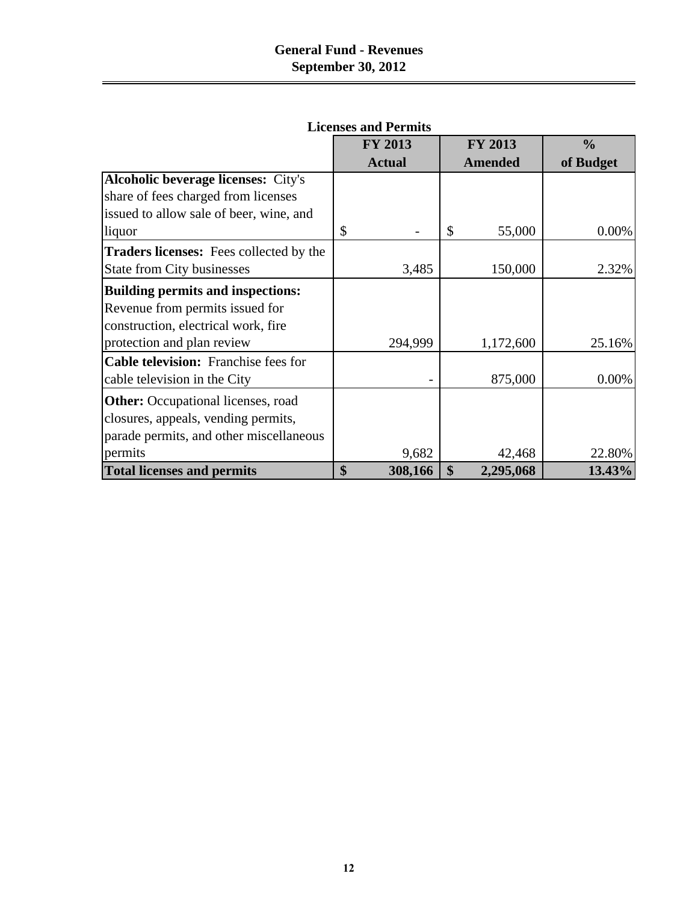# General Fund - Revenues
## September 30, 2012

### Licenses and Permits

| | FY 2013 Actual | FY 2013 Amended | % of Budget |
|---|---|---|---|
| **Alcoholic beverage licenses:** City's share of fees charged from licenses issued to allow sale of beer, wine, and liquor | $ - | $ 55,000 | 0.00% |
| **Traders licenses:** Fees collected by the State from City businesses | 3,485 | 150,000 | 2.32% |
| **Building permits and inspections:** Revenue from permits issued for construction, electrical work, fire protection and plan review | 294,999 | 1,172,600 | 25.16% |
| **Cable television:** Franchise fees for cable television in the City | - | 875,000 | 0.00% |
| **Other:** Occupational licenses, road closures, appeals, vending permits, parade permits, and other miscellaneous permits | 9,682 | 42,468 | 22.80% |
| **Total licenses and permits** | **$ 308,166** | **$ 2,295,068** | **13.43%** |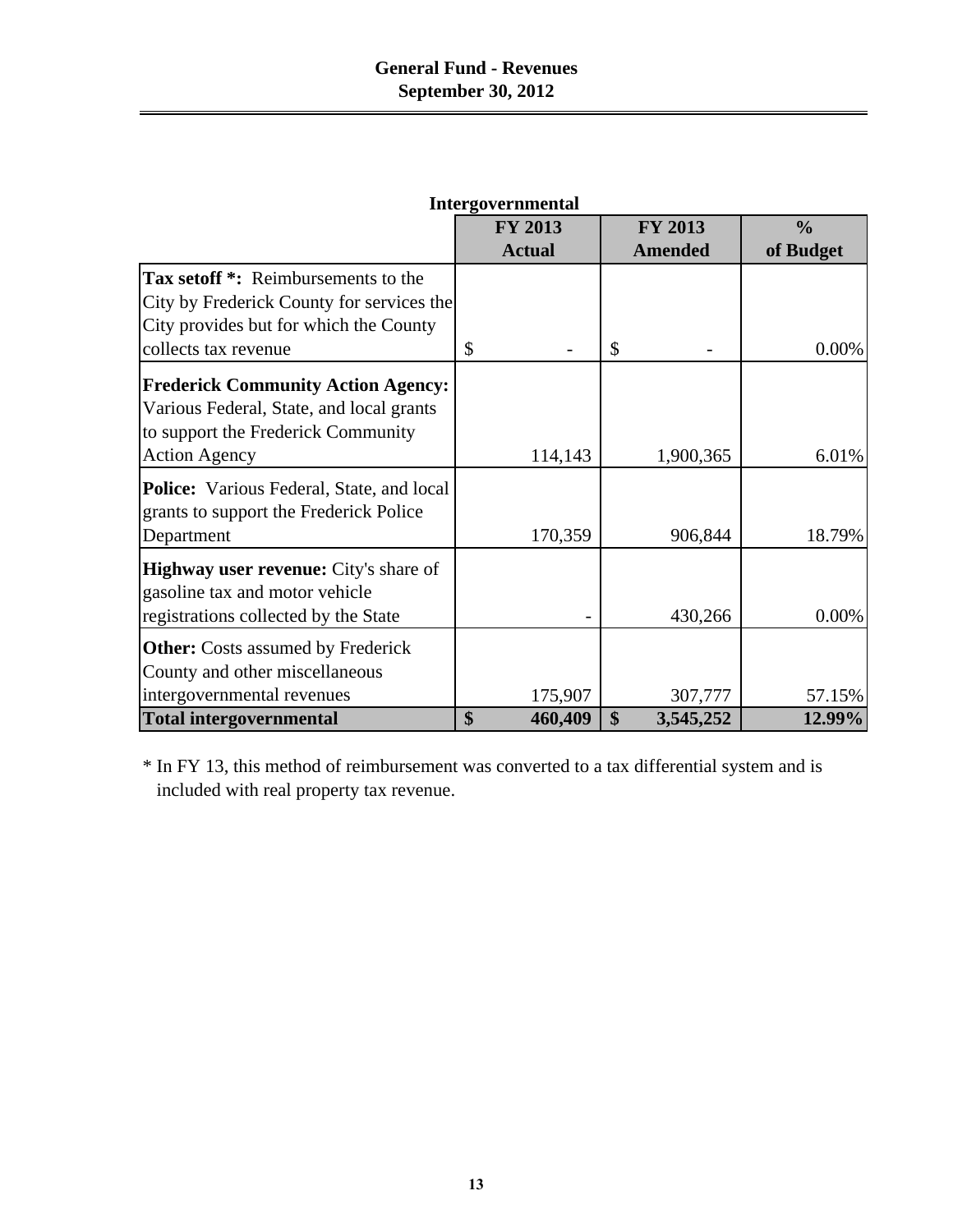# General Fund - Revenues
## September 30, 2012

### Intergovernmental

| | FY 2013 Actual | FY 2013 Amended | % of Budget |
|---|---|---|---|
| **Tax setoff *:** Reimbursements to the City by Frederick County for services the City provides but for which the County collects tax revenue | $ - | $ - | 0.00% |
| **Frederick Community Action Agency:** Various Federal, State, and local grants to support the Frederick Community Action Agency | 114,143 | 1,900,365 | 6.01% |
| **Police:** Various Federal, State, and local grants to support the Frederick Police Department | 170,359 | 906,844 | 18.79% |
| **Highway user revenue:** City's share of gasoline tax and motor vehicle registrations collected by the State | - | 430,266 | 0.00% |
| **Other:** Costs assumed by Frederick County and other miscellaneous intergovernmental revenues | 175,907 | 307,777 | 57.15% |
| **Total intergovernmental** | **$ 460,409** | **$ 3,545,252** | **12.99%** |

* In FY 13, this method of reimbursement was converted to a tax differential system and is included with real property tax revenue.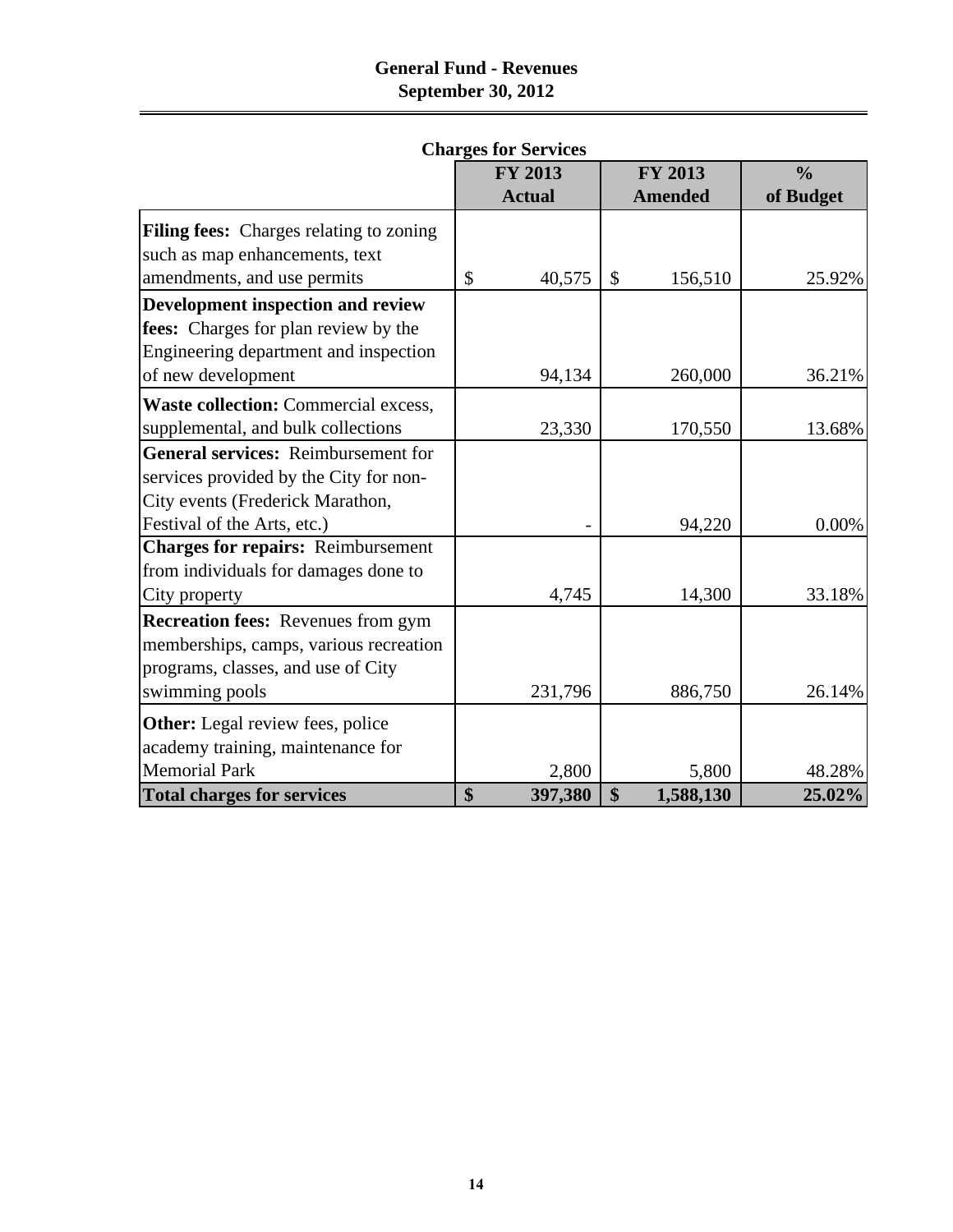# General Fund - Revenues
## September 30, 2012

### Charges for Services

| | FY 2013 Actual | FY 2013 Amended | % of Budget |
|---|---|---|---|
| **Filing fees:** Charges relating to zoning such as map enhancements, text amendments, and use permits | $ 40,575 | $ 156,510 | 25.92% |
| **Development inspection and review fees:** Charges for plan review by the Engineering department and inspection of new development | 94,134 | 260,000 | 36.21% |
| **Waste collection:** Commercial excess, supplemental, and bulk collections | 23,330 | 170,550 | 13.68% |
| **General services:** Reimbursement for services provided by the City for non-City events (Frederick Marathon, Festival of the Arts, etc.) | - | 94,220 | 0.00% |
| **Charges for repairs:** Reimbursement from individuals for damages done to City property | 4,745 | 14,300 | 33.18% |
| **Recreation fees:** Revenues from gym memberships, camps, various recreation programs, classes, and use of City swimming pools | 231,796 | 886,750 | 26.14% |
| **Other:** Legal review fees, police academy training, maintenance for Memorial Park | 2,800 | 5,800 | 48.28% |
| **Total charges for services** | **$ 397,380** | **$ 1,588,130** | **25.02%** |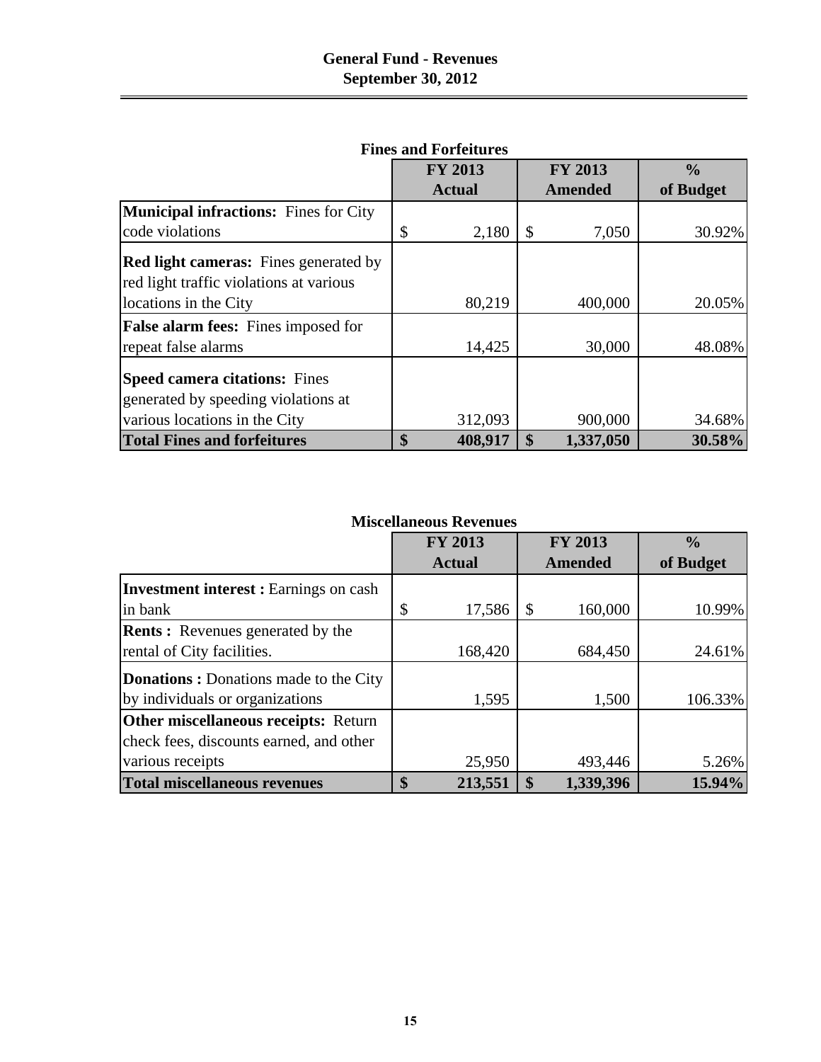# General Fund - Revenues
## September 30, 2012

### Fines and Forfeitures

| | FY 2013 Actual | FY 2013 Amended | % of Budget |
|---|---|---|---|
| **Municipal infractions:** Fines for City code violations | $ 2,180 | $ 7,050 | 30.92% |
| **Red light cameras:** Fines generated by red light traffic violations at various locations in the City | 80,219 | 400,000 | 20.05% |
| **False alarm fees:** Fines imposed for repeat false alarms | 14,425 | 30,000 | 48.08% |
| **Speed camera citations:** Fines generated by speeding violations at various locations in the City | 312,093 | 900,000 | 34.68% |
| **Total Fines and forfeitures** | **$ 408,917** | **$ 1,337,050** | **30.58%** |

### Miscellaneous Revenues

| | FY 2013 Actual | FY 2013 Amended | % of Budget |
|---|---|---|---|
| **Investment interest :** Earnings on cash in bank | $ 17,586 | $ 160,000 | 10.99% |
| **Rents :** Revenues generated by the rental of City facilities. | 168,420 | 684,450 | 24.61% |
| **Donations :** Donations made to the City by individuals or organizations | 1,595 | 1,500 | 106.33% |
| **Other miscellaneous receipts:** Return check fees, discounts earned, and other various receipts | 25,950 | 493,446 | 5.26% |
| **Total miscellaneous revenues** | **$ 213,551** | **$ 1,339,396** | **15.94%** |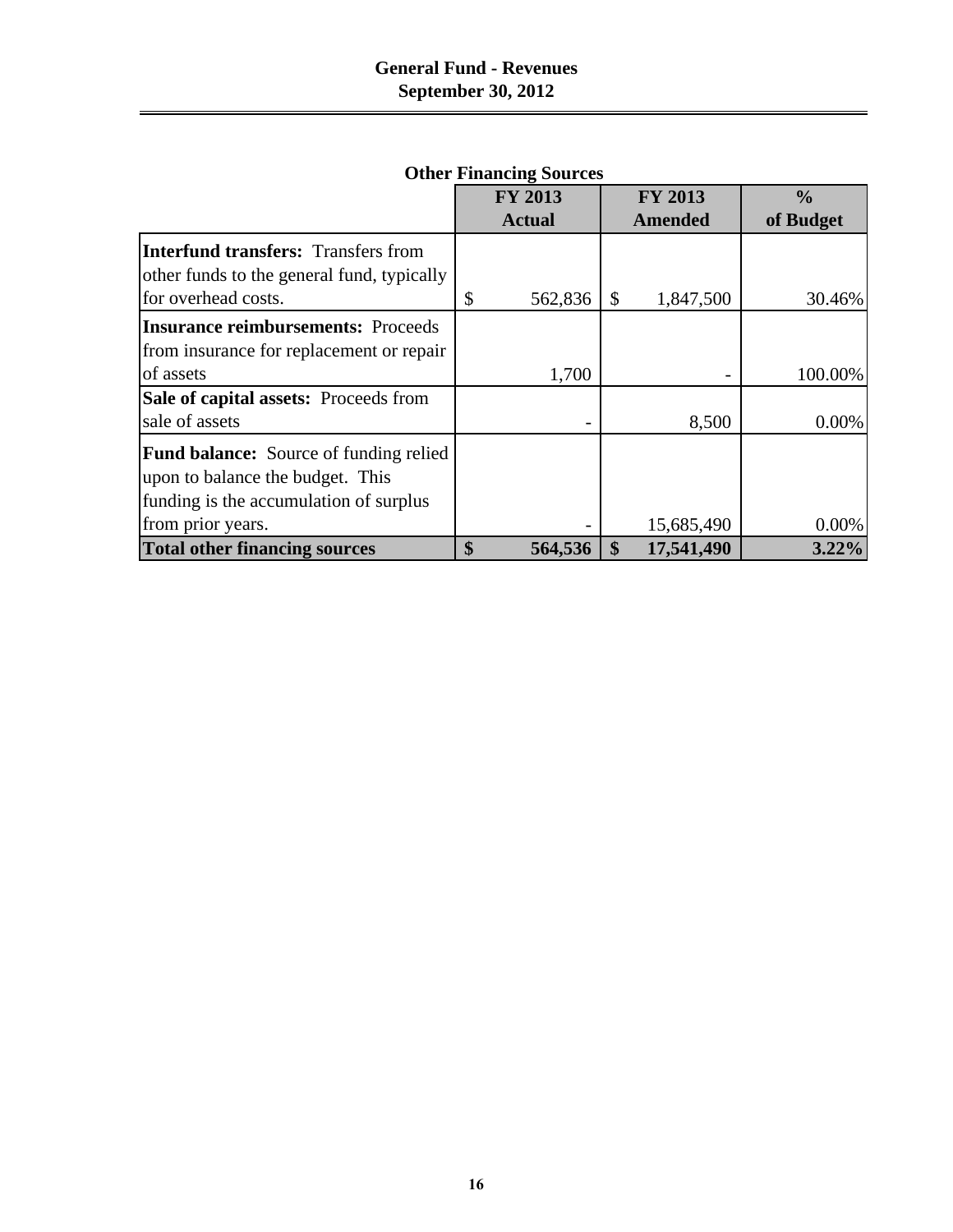# General Fund - Revenues
## September 30, 2012

### Other Financing Sources

| | FY 2013 Actual | FY 2013 Amended | % of Budget |
|---|---|---|---|
| **Interfund transfers:** Transfers from other funds to the general fund, typically for overhead costs. | $ 562,836 | $ 1,847,500 | 30.46% |
| **Insurance reimbursements:** Proceeds from insurance for replacement or repair of assets | 1,700 | - | 100.00% |
| **Sale of capital assets:** Proceeds from sale of assets | - | 8,500 | 0.00% |
| **Fund balance:** Source of funding relied upon to balance the budget. This funding is the accumulation of surplus from prior years. | - | 15,685,490 | 0.00% |
| **Total other financing sources** | **$ 564,536** | **$ 17,541,490** | **3.22%** |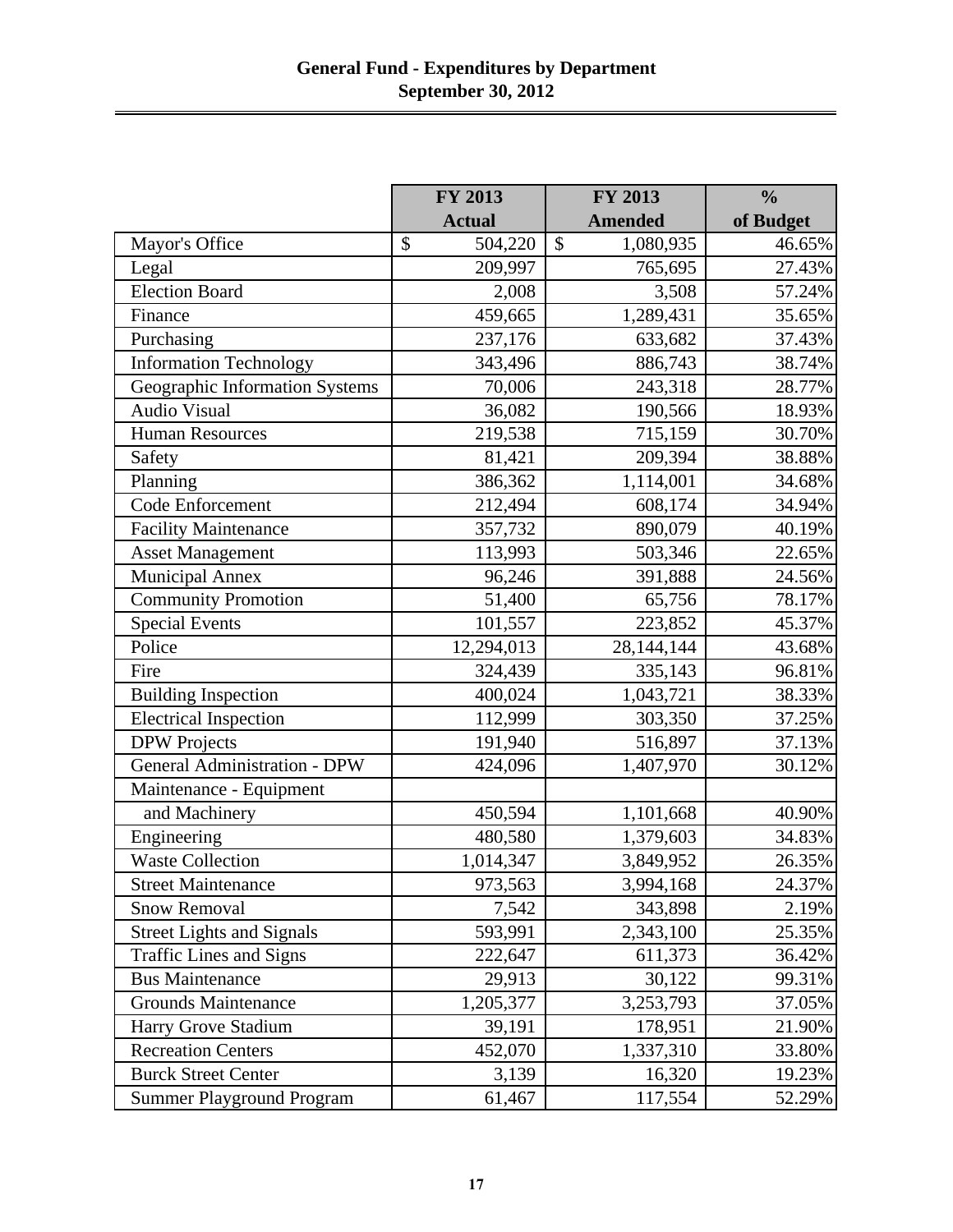# General Fund - Expenditures by Department
## September 30, 2012

| | FY 2013 Actual | FY 2013 Amended | % of Budget |
|---|---|---|---|
| Mayor's Office | $ 504,220 | $ 1,080,935 | 46.65% |
| Legal | 209,997 | 765,695 | 27.43% |
| Election Board | 2,008 | 3,508 | 57.24% |
| Finance | 459,665 | 1,289,431 | 35.65% |
| Purchasing | 237,176 | 633,682 | 37.43% |
| Information Technology | 343,496 | 886,743 | 38.74% |
| Geographic Information Systems | 70,006 | 243,318 | 28.77% |
| Audio Visual | 36,082 | 190,566 | 18.93% |
| Human Resources | 219,538 | 715,159 | 30.70% |
| Safety | 81,421 | 209,394 | 38.88% |
| Planning | 386,362 | 1,114,001 | 34.68% |
| Code Enforcement | 212,494 | 608,174 | 34.94% |
| Facility Maintenance | 357,732 | 890,079 | 40.19% |
| Asset Management | 113,993 | 503,346 | 22.65% |
| Municipal Annex | 96,246 | 391,888 | 24.56% |
| Community Promotion | 51,400 | 65,756 | 78.17% |
| Special Events | 101,557 | 223,852 | 45.37% |
| Police | 12,294,013 | 28,144,144 | 43.68% |
| Fire | 324,439 | 335,143 | 96.81% |
| Building Inspection | 400,024 | 1,043,721 | 38.33% |
| Electrical Inspection | 112,999 | 303,350 | 37.25% |
| DPW Projects | 191,940 | 516,897 | 37.13% |
| General Administration - DPW | 424,096 | 1,407,970 | 30.12% |
| Maintenance - Equipment and Machinery | 450,594 | 1,101,668 | 40.90% |
| Engineering | 480,580 | 1,379,603 | 34.83% |
| Waste Collection | 1,014,347 | 3,849,952 | 26.35% |
| Street Maintenance | 973,563 | 3,994,168 | 24.37% |
| Snow Removal | 7,542 | 343,898 | 2.19% |
| Street Lights and Signals | 593,991 | 2,343,100 | 25.35% |
| Traffic Lines and Signs | 222,647 | 611,373 | 36.42% |
| Bus Maintenance | 29,913 | 30,122 | 99.31% |
| Grounds Maintenance | 1,205,377 | 3,253,793 | 37.05% |
| Harry Grove Stadium | 39,191 | 178,951 | 21.90% |
| Recreation Centers | 452,070 | 1,337,310 | 33.80% |
| Burck Street Center | 3,139 | 16,320 | 19.23% |
| Summer Playground Program | 61,467 | 117,554 | 52.29% |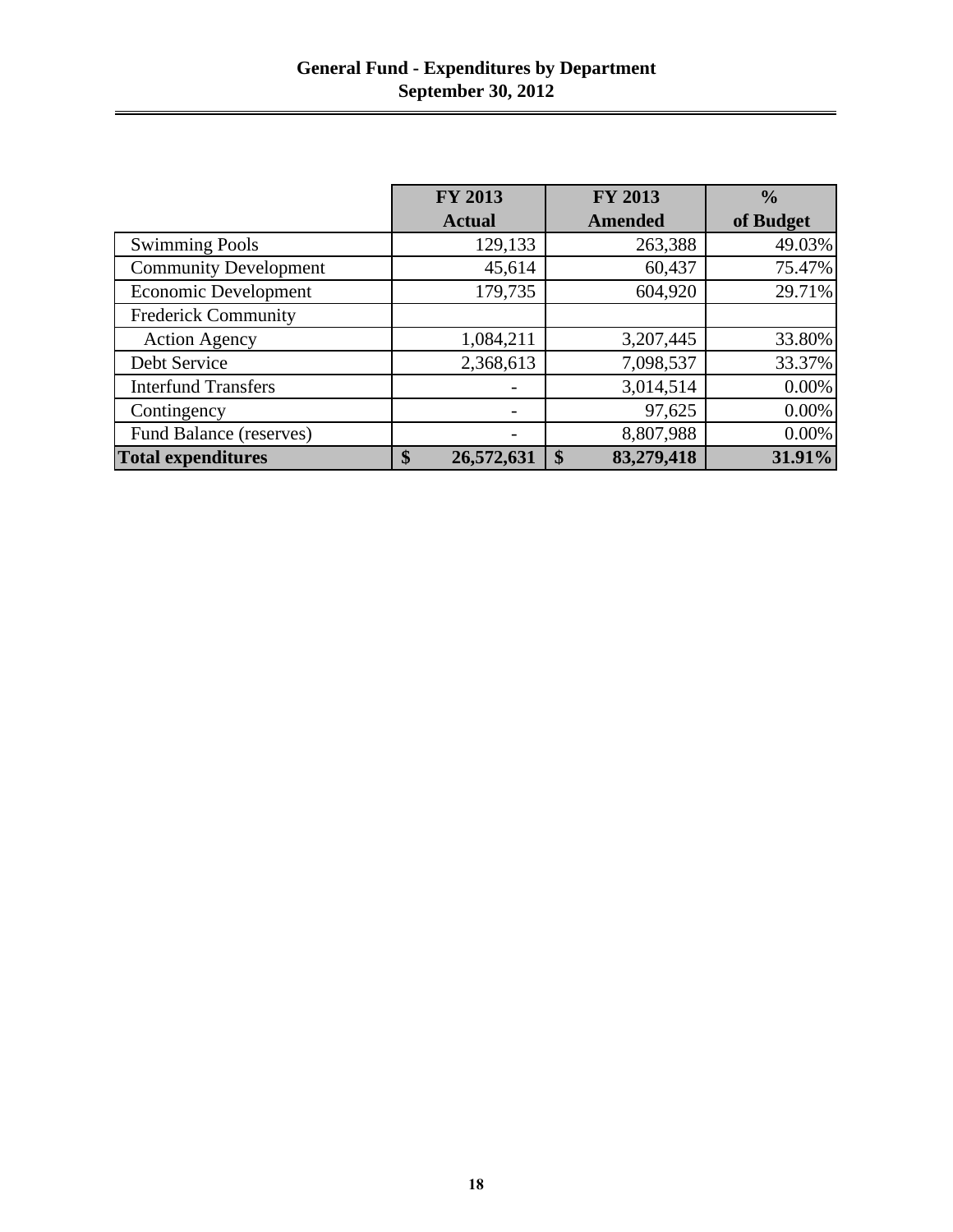## General Fund - Expenditures by Department
## September 30, 2012

| | FY 2013 Actual | FY 2013 Amended | % of Budget |
|---|---|---|---|
| Swimming Pools | 129,133 | 263,388 | 49.03% |
| Community Development | 45,614 | 60,437 | 75.47% |
| Economic Development | 179,735 | 604,920 | 29.71% |
| Frederick Community | | | |
| Action Agency | 1,084,211 | 3,207,445 | 33.80% |
| Debt Service | 2,368,613 | 7,098,537 | 33.37% |
| Interfund Transfers | - | 3,014,514 | 0.00% |
| Contingency | - | 97,625 | 0.00% |
| Fund Balance (reserves) | - | 8,807,988 | 0.00% |
| **Total expenditures** | **$ 26,572,631** | **$ 83,279,418** | **31.91%** |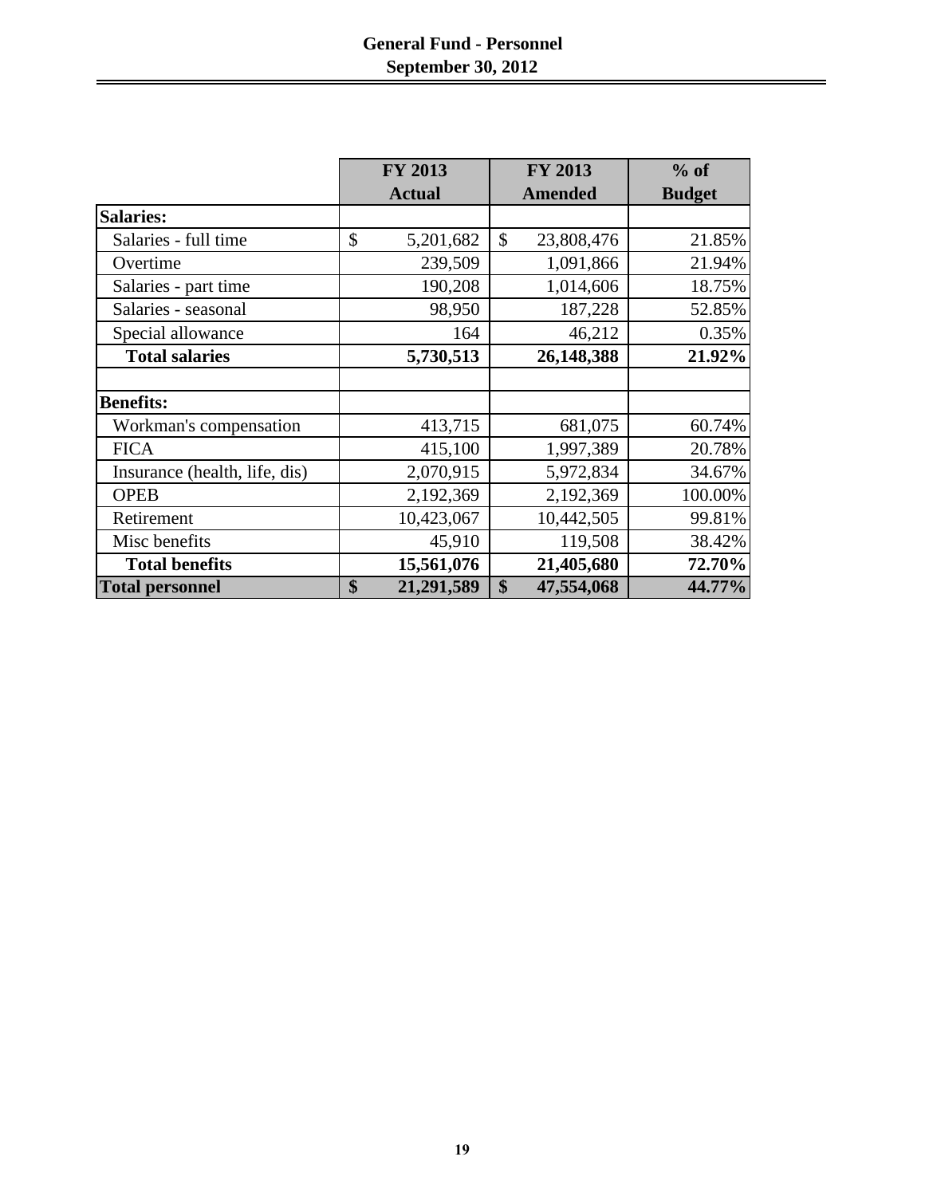# General Fund - Personnel
## September 30, 2012

| | FY 2013 Actual | FY 2013 Amended | % of Budget |
|---|---|---|---|
| **Salaries:** | | | |
| Salaries - full time | $ 5,201,682 | $ 23,808,476 | 21.85% |
| Overtime | 239,509 | 1,091,866 | 21.94% |
| Salaries - part time | 190,208 | 1,014,606 | 18.75% |
| Salaries - seasonal | 98,950 | 187,228 | 52.85% |
| Special allowance | 164 | 46,212 | 0.35% |
| **Total salaries** | **5,730,513** | **26,148,388** | **21.92%** |
| | | | |
| **Benefits:** | | | |
| Workman's compensation | 413,715 | 681,075 | 60.74% |
| FICA | 415,100 | 1,997,389 | 20.78% |
| Insurance (health, life, dis) | 2,070,915 | 5,972,834 | 34.67% |
| OPEB | 2,192,369 | 2,192,369 | 100.00% |
| Retirement | 10,423,067 | 10,442,505 | 99.81% |
| Misc benefits | 45,910 | 119,508 | 38.42% |
| **Total benefits** | **15,561,076** | **21,405,680** | **72.70%** |
| **Total personnel** | **$ 21,291,589** | **$ 47,554,068** | **44.77%** |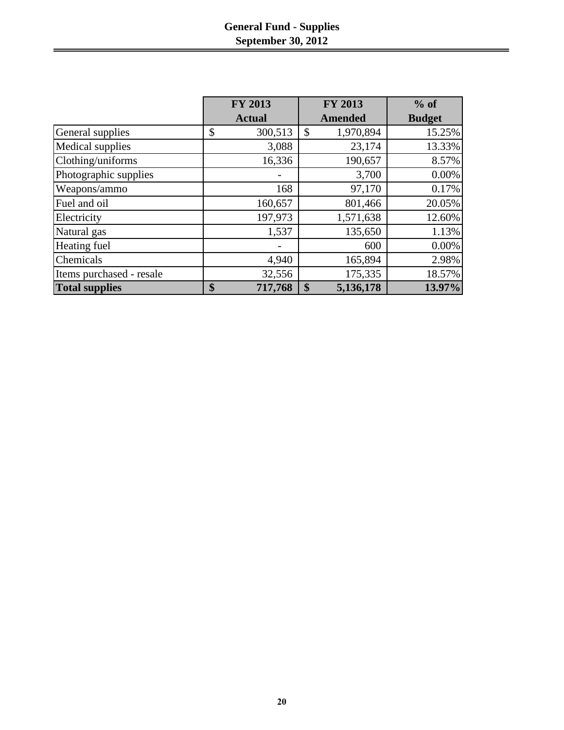# General Fund - Supplies
## September 30, 2012

| | FY 2013 Actual | FY 2013 Amended | % of Budget |
|---|---|---|---|
| General supplies | $ 300,513 | $ 1,970,894 | 15.25% |
| Medical supplies | 3,088 | 23,174 | 13.33% |
| Clothing/uniforms | 16,336 | 190,657 | 8.57% |
| Photographic supplies | - | 3,700 | 0.00% |
| Weapons/ammo | 168 | 97,170 | 0.17% |
| Fuel and oil | 160,657 | 801,466 | 20.05% |
| Electricity | 197,973 | 1,571,638 | 12.60% |
| Natural gas | 1,537 | 135,650 | 1.13% |
| Heating fuel | - | 600 | 0.00% |
| Chemicals | 4,940 | 165,894 | 2.98% |
| Items purchased - resale | 32,556 | 175,335 | 18.57% |
| **Total supplies** | **$ 717,768** | **$ 5,136,178** | **13.97%** |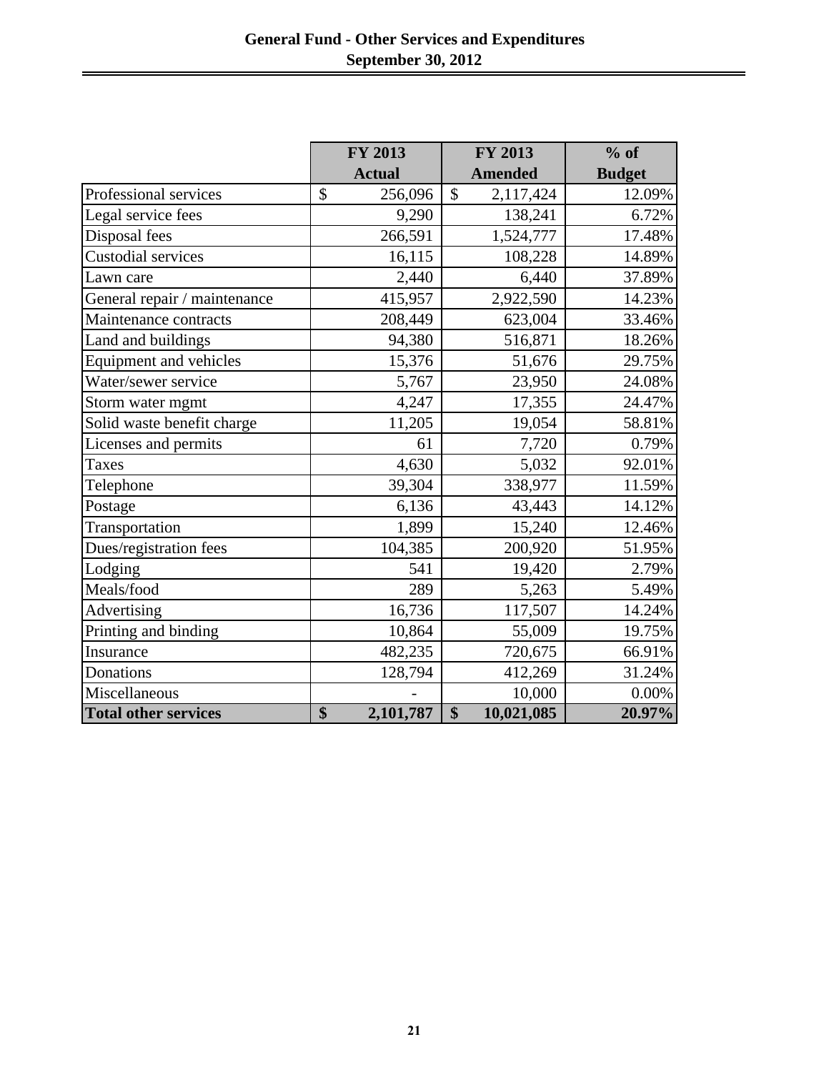## General Fund - Other Services and Expenditures
## September 30, 2012

| | FY 2013 Actual | FY 2013 Amended | % of Budget |
|---|---|---|---|
| Professional services | $ 256,096 | $ 2,117,424 | 12.09% |
| Legal service fees | 9,290 | 138,241 | 6.72% |
| Disposal fees | 266,591 | 1,524,777 | 17.48% |
| Custodial services | 16,115 | 108,228 | 14.89% |
| Lawn care | 2,440 | 6,440 | 37.89% |
| General repair / maintenance | 415,957 | 2,922,590 | 14.23% |
| Maintenance contracts | 208,449 | 623,004 | 33.46% |
| Land and buildings | 94,380 | 516,871 | 18.26% |
| Equipment and vehicles | 15,376 | 51,676 | 29.75% |
| Water/sewer service | 5,767 | 23,950 | 24.08% |
| Storm water mgmt | 4,247 | 17,355 | 24.47% |
| Solid waste benefit charge | 11,205 | 19,054 | 58.81% |
| Licenses and permits | 61 | 7,720 | 0.79% |
| Taxes | 4,630 | 5,032 | 92.01% |
| Telephone | 39,304 | 338,977 | 11.59% |
| Postage | 6,136 | 43,443 | 14.12% |
| Transportation | 1,899 | 15,240 | 12.46% |
| Dues/registration fees | 104,385 | 200,920 | 51.95% |
| Lodging | 541 | 19,420 | 2.79% |
| Meals/food | 289 | 5,263 | 5.49% |
| Advertising | 16,736 | 117,507 | 14.24% |
| Printing and binding | 10,864 | 55,009 | 19.75% |
| Insurance | 482,235 | 720,675 | 66.91% |
| Donations | 128,794 | 412,269 | 31.24% |
| Miscellaneous | - | 10,000 | 0.00% |
| **Total other services** | **$ 2,101,787** | **$ 10,021,085** | **20.97%** |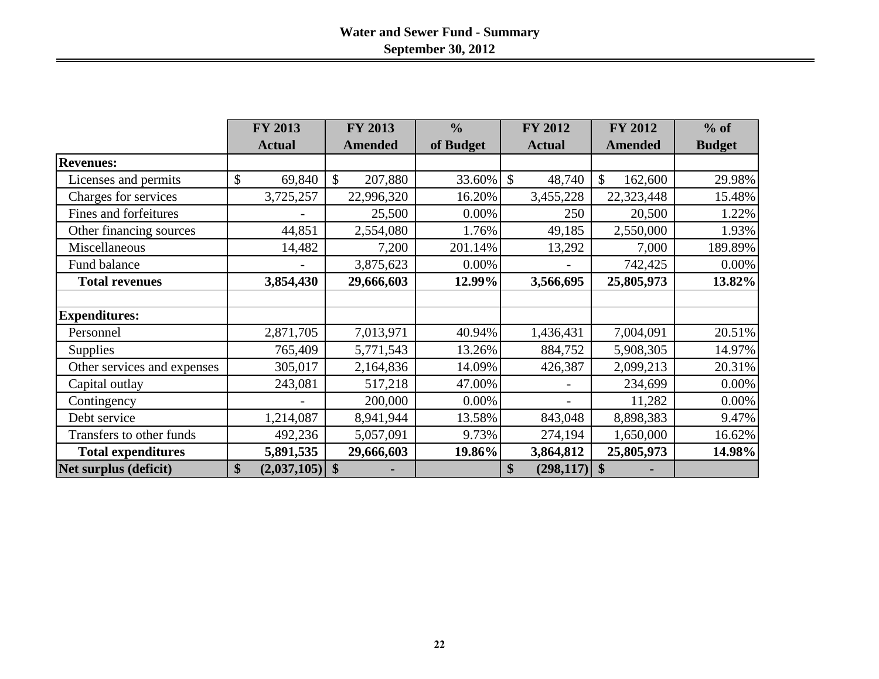# Water and Sewer Fund - Summary

## September 30, 2012

| | FY 2013 Actual | FY 2013 Amended | % of Budget | FY 2012 Actual | FY 2012 Amended | % of Budget |
|---|---|---|---|---|---|---|
| **Revenues:** | | | | | | |
| Licenses and permits | $ 69,840 | $ 207,880 | 33.60% | $ 48,740 | $ 162,600 | 29.98% |
| Charges for services | 3,725,257 | 22,996,320 | 16.20% | 3,455,228 | 22,323,448 | 15.48% |
| Fines and forfeitures | - | 25,500 | 0.00% | 250 | 20,500 | 1.22% |
| Other financing sources | 44,851 | 2,554,080 | 1.76% | 49,185 | 2,550,000 | 1.93% |
| Miscellaneous | 14,482 | 7,200 | 201.14% | 13,292 | 7,000 | 189.89% |
| Fund balance | - | 3,875,623 | 0.00% | - | 742,425 | 0.00% |
| **Total revenues** | **3,854,430** | **29,666,603** | **12.99%** | **3,566,695** | **25,805,973** | **13.82%** |
| | | | | | | |
| **Expenditures:** | | | | | | |
| Personnel | 2,871,705 | 7,013,971 | 40.94% | 1,436,431 | 7,004,091 | 20.51% |
| Supplies | 765,409 | 5,771,543 | 13.26% | 884,752 | 5,908,305 | 14.97% |
| Other services and expenses | 305,017 | 2,164,836 | 14.09% | 426,387 | 2,099,213 | 20.31% |
| Capital outlay | 243,081 | 517,218 | 47.00% | - | 234,699 | 0.00% |
| Contingency | - | 200,000 | 0.00% | - | 11,282 | 0.00% |
| Debt service | 1,214,087 | 8,941,944 | 13.58% | 843,048 | 8,898,383 | 9.47% |
| Transfers to other funds | 492,236 | 5,057,091 | 9.73% | 274,194 | 1,650,000 | 16.62% |
| **Total expenditures** | **5,891,535** | **29,666,603** | **19.86%** | **3,864,812** | **25,805,973** | **14.98%** |
| **Net surplus (deficit)** | **$ (2,037,105)** | **$ -** | | **$ (298,117)** | **$ -** | |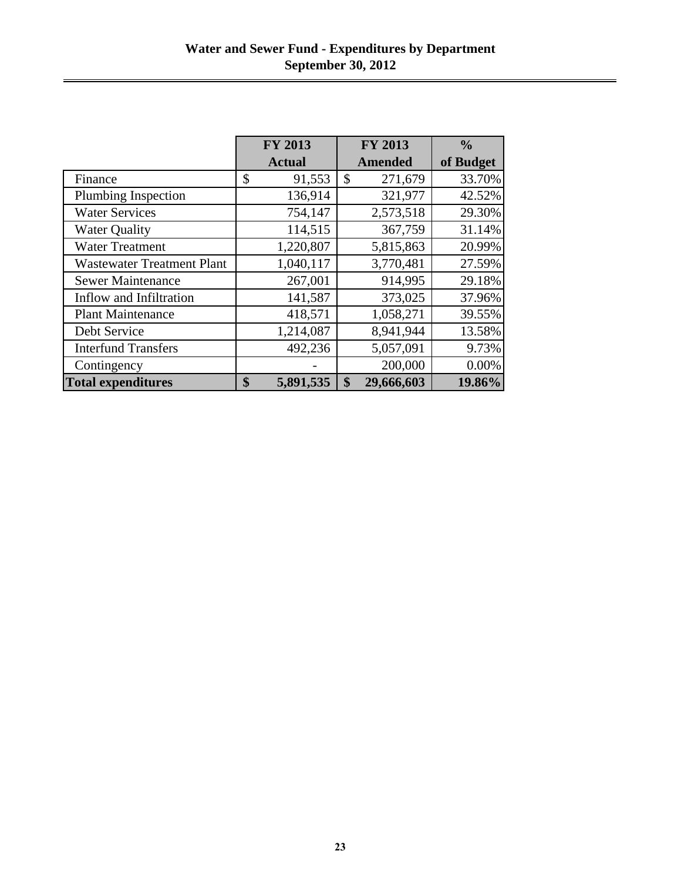# Water and Sewer Fund - Expenditures by Department
## September 30, 2012

| | FY 2013 Actual | FY 2013 Amended | % of Budget |
|---|---|---|---|
| Finance | $ 91,553 | $ 271,679 | 33.70% |
| Plumbing Inspection | 136,914 | 321,977 | 42.52% |
| Water Services | 754,147 | 2,573,518 | 29.30% |
| Water Quality | 114,515 | 367,759 | 31.14% |
| Water Treatment | 1,220,807 | 5,815,863 | 20.99% |
| Wastewater Treatment Plant | 1,040,117 | 3,770,481 | 27.59% |
| Sewer Maintenance | 267,001 | 914,995 | 29.18% |
| Inflow and Infiltration | 141,587 | 373,025 | 37.96% |
| Plant Maintenance | 418,571 | 1,058,271 | 39.55% |
| Debt Service | 1,214,087 | 8,941,944 | 13.58% |
| Interfund Transfers | 492,236 | 5,057,091 | 9.73% |
| Contingency | - | 200,000 | 0.00% |
| **Total expenditures** | **$ 5,891,535** | **$ 29,666,603** | **19.86%** |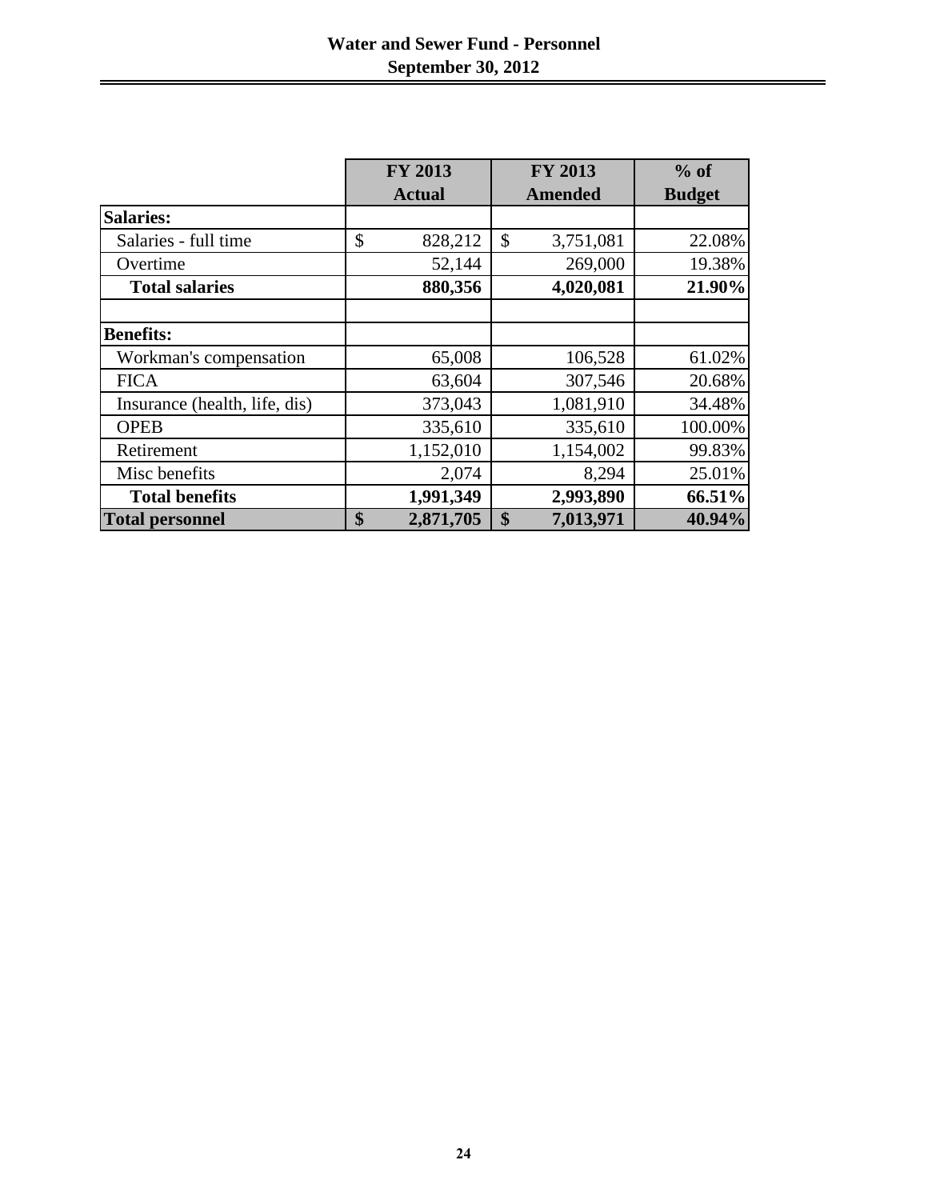# Water and Sewer Fund - Personnel
## September 30, 2012

| | FY 2013 Actual | FY 2013 Amended | % of Budget |
|---|---|---|---|
| **Salaries:** | | | |
| Salaries - full time | $ 828,212 | $ 3,751,081 | 22.08% |
| Overtime | 52,144 | 269,000 | 19.38% |
| **Total salaries** | **880,356** | **4,020,081** | **21.90%** |
| | | | |
| **Benefits:** | | | |
| Workman's compensation | 65,008 | 106,528 | 61.02% |
| FICA | 63,604 | 307,546 | 20.68% |
| Insurance (health, life, dis) | 373,043 | 1,081,910 | 34.48% |
| OPEB | 335,610 | 335,610 | 100.00% |
| Retirement | 1,152,010 | 1,154,002 | 99.83% |
| Misc benefits | 2,074 | 8,294 | 25.01% |
| **Total benefits** | **1,991,349** | **2,993,890** | **66.51%** |
| **Total personnel** | **$ 2,871,705** | **$ 7,013,971** | **40.94%** |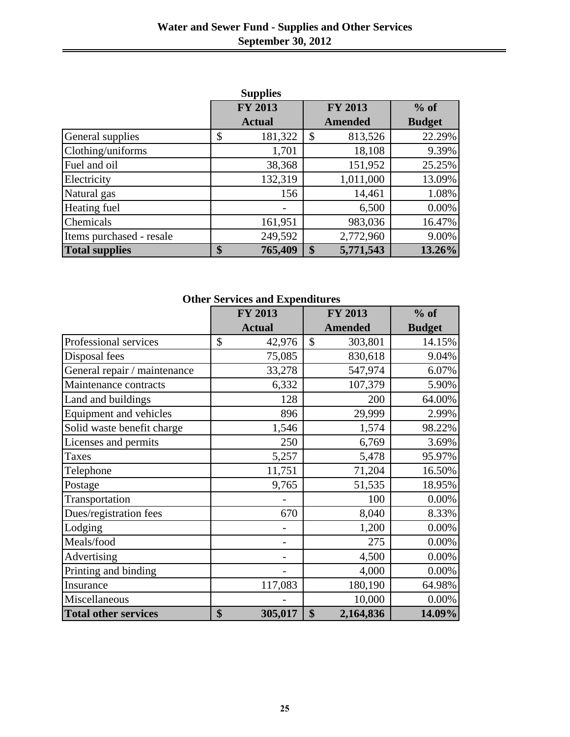# Water and Sewer Fund - Supplies and Other Services
## September 30, 2012

### Supplies

| | FY 2013 Actual | FY 2013 Amended | % of Budget |
|---|---|---|---|
| General supplies | $ 181,322 | $ 813,526 | 22.29% |
| Clothing/uniforms | 1,701 | 18,108 | 9.39% |
| Fuel and oil | 38,368 | 151,952 | 25.25% |
| Electricity | 132,319 | 1,011,000 | 13.09% |
| Natural gas | 156 | 14,461 | 1.08% |
| Heating fuel | - | 6,500 | 0.00% |
| Chemicals | 161,951 | 983,036 | 16.47% |
| Items purchased - resale | 249,592 | 2,772,960 | 9.00% |
| **Total supplies** | **$ 765,409** | **$ 5,771,543** | **13.26%** |

### Other Services and Expenditures

| | FY 2013 Actual | FY 2013 Amended | % of Budget |
|---|---|---|---|
| Professional services | $ 42,976 | $ 303,801 | 14.15% |
| Disposal fees | 75,085 | 830,618 | 9.04% |
| General repair / maintenance | 33,278 | 547,974 | 6.07% |
| Maintenance contracts | 6,332 | 107,379 | 5.90% |
| Land and buildings | 128 | 200 | 64.00% |
| Equipment and vehicles | 896 | 29,999 | 2.99% |
| Solid waste benefit charge | 1,546 | 1,574 | 98.22% |
| Licenses and permits | 250 | 6,769 | 3.69% |
| Taxes | 5,257 | 5,478 | 95.97% |
| Telephone | 11,751 | 71,204 | 16.50% |
| Postage | 9,765 | 51,535 | 18.95% |
| Transportation | - | 100 | 0.00% |
| Dues/registration fees | 670 | 8,040 | 8.33% |
| Lodging | - | 1,200 | 0.00% |
| Meals/food | - | 275 | 0.00% |
| Advertising | - | 4,500 | 0.00% |
| Printing and binding | - | 4,000 | 0.00% |
| Insurance | 117,083 | 180,190 | 64.98% |
| Miscellaneous | - | 10,000 | 0.00% |
| **Total other services** | **$ 305,017** | **$ 2,164,836** | **14.09%** |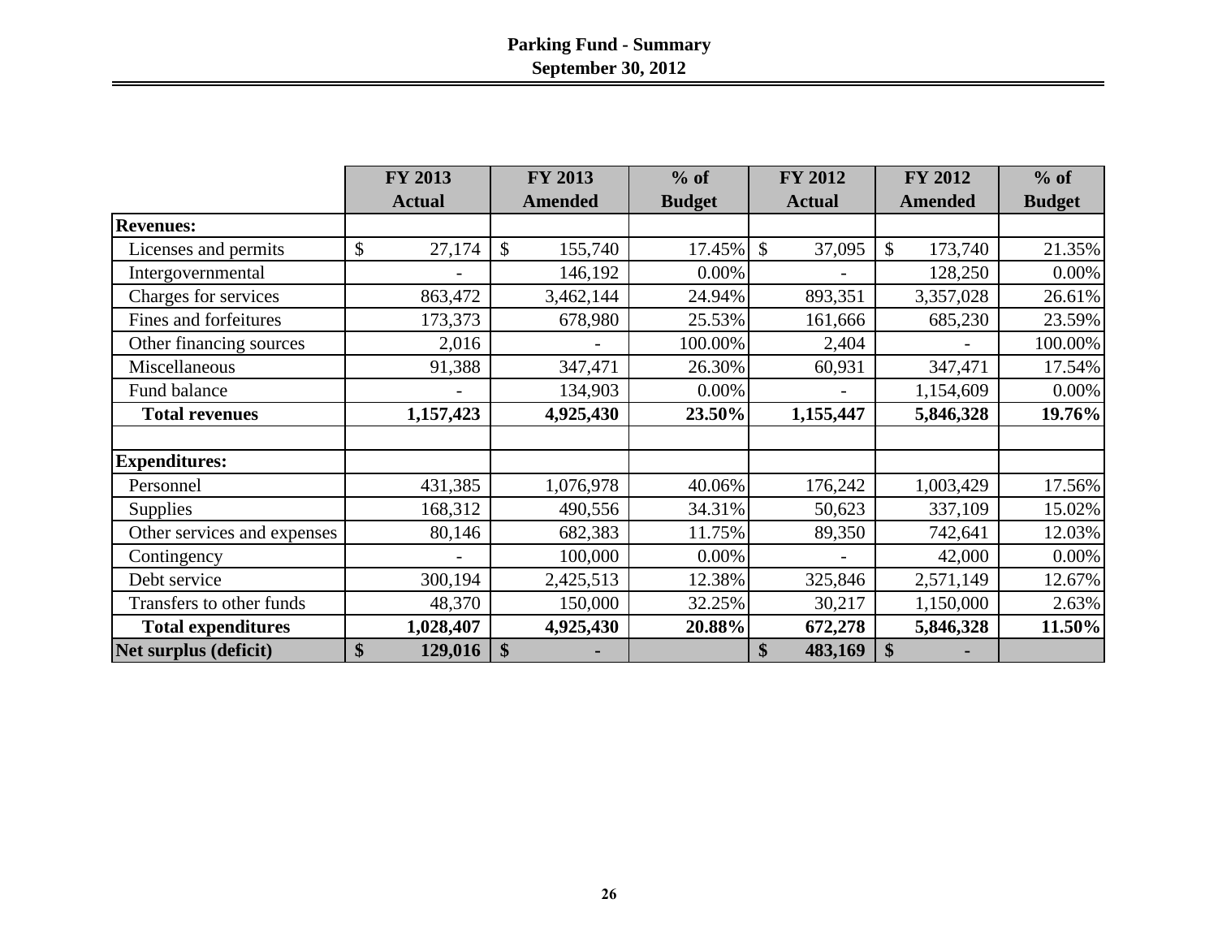# Parking Fund - Summary
## September 30, 2012

| | FY 2013 Actual | FY 2013 Amended | % of Budget | FY 2012 Actual | FY 2012 Amended | % of Budget |
|---|---|---|---|---|---|---|
| **Revenues:** | | | | | | |
| Licenses and permits | $ 27,174 | $ 155,740 | 17.45% | $ 37,095 | $ 173,740 | 21.35% |
| Intergovernmental | - | 146,192 | 0.00% | - | 128,250 | 0.00% |
| Charges for services | 863,472 | 3,462,144 | 24.94% | 893,351 | 3,357,028 | 26.61% |
| Fines and forfeitures | 173,373 | 678,980 | 25.53% | 161,666 | 685,230 | 23.59% |
| Other financing sources | 2,016 | - | 100.00% | 2,404 | - | 100.00% |
| Miscellaneous | 91,388 | 347,471 | 26.30% | 60,931 | 347,471 | 17.54% |
| Fund balance | - | 134,903 | 0.00% | - | 1,154,609 | 0.00% |
| **Total revenues** | **1,157,423** | **4,925,430** | **23.50%** | **1,155,447** | **5,846,328** | **19.76%** |
| | | | | | | |
| **Expenditures:** | | | | | | |
| Personnel | 431,385 | 1,076,978 | 40.06% | 176,242 | 1,003,429 | 17.56% |
| Supplies | 168,312 | 490,556 | 34.31% | 50,623 | 337,109 | 15.02% |
| Other services and expenses | 80,146 | 682,383 | 11.75% | 89,350 | 742,641 | 12.03% |
| Contingency | - | 100,000 | 0.00% | - | 42,000 | 0.00% |
| Debt service | 300,194 | 2,425,513 | 12.38% | 325,846 | 2,571,149 | 12.67% |
| Transfers to other funds | 48,370 | 150,000 | 32.25% | 30,217 | 1,150,000 | 2.63% |
| **Total expenditures** | **1,028,407** | **4,925,430** | **20.88%** | **672,278** | **5,846,328** | **11.50%** |
| **Net surplus (deficit)** | **$ 129,016** | **$ -** | | **$ 483,169** | **$ -** | |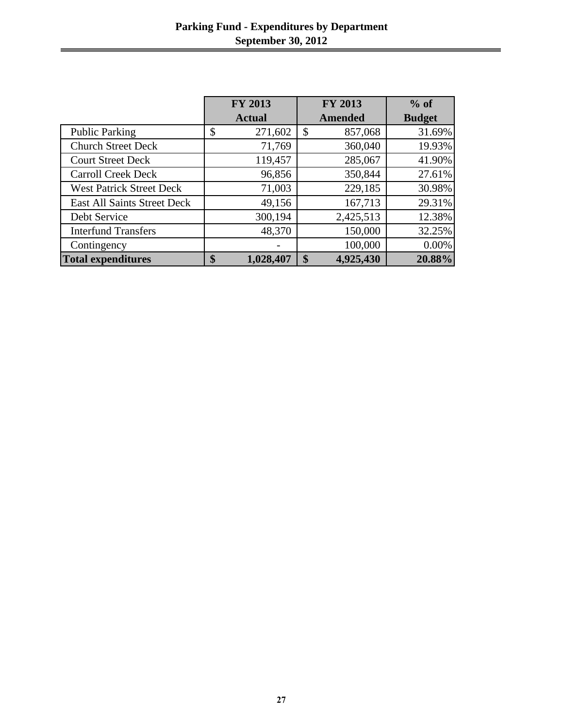# Parking Fund - Expenditures by Department
## September 30, 2012

| | FY 2013 Actual | FY 2013 Amended | % of Budget |
|---|---|---|---|
| Public Parking | $ 271,602 | $ 857,068 | 31.69% |
| Church Street Deck | 71,769 | 360,040 | 19.93% |
| Court Street Deck | 119,457 | 285,067 | 41.90% |
| Carroll Creek Deck | 96,856 | 350,844 | 27.61% |
| West Patrick Street Deck | 71,003 | 229,185 | 30.98% |
| East All Saints Street Deck | 49,156 | 167,713 | 29.31% |
| Debt Service | 300,194 | 2,425,513 | 12.38% |
| Interfund Transfers | 48,370 | 150,000 | 32.25% |
| Contingency | - | 100,000 | 0.00% |
| **Total expenditures** | **$ 1,028,407** | **$ 4,925,430** | **20.88%** |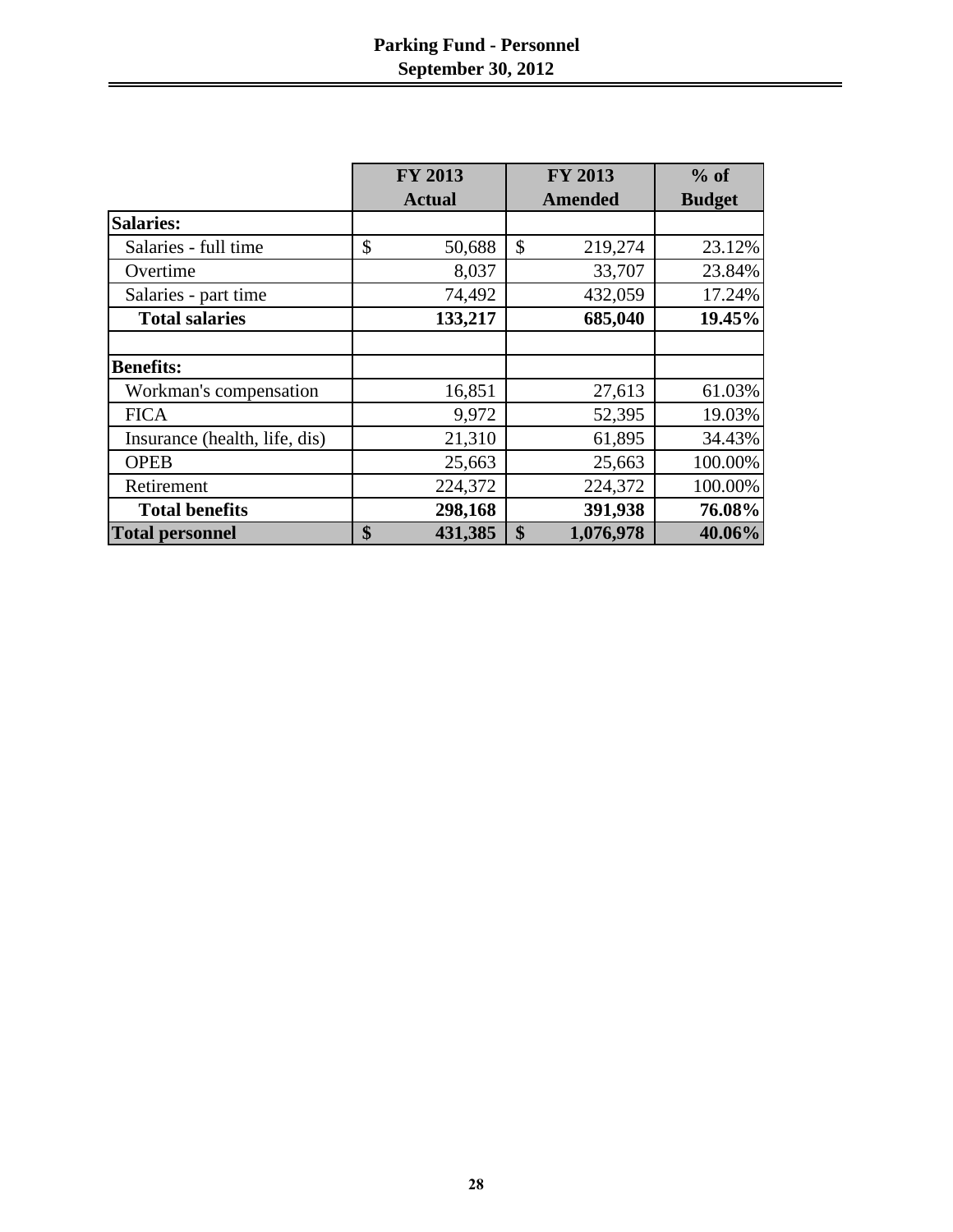# Parking Fund - Personnel
## September 30, 2012

| | FY 2013 Actual | FY 2013 Amended | % of Budget |
|---|---|---|---|
| **Salaries:** | | | |
| Salaries - full time | $ 50,688 | $ 219,274 | 23.12% |
| Overtime | 8,037 | 33,707 | 23.84% |
| Salaries - part time | 74,492 | 432,059 | 17.24% |
| **Total salaries** | **133,217** | **685,040** | **19.45%** |
| | | | |
| **Benefits:** | | | |
| Workman's compensation | 16,851 | 27,613 | 61.03% |
| FICA | 9,972 | 52,395 | 19.03% |
| Insurance (health, life, dis) | 21,310 | 61,895 | 34.43% |
| OPEB | 25,663 | 25,663 | 100.00% |
| Retirement | 224,372 | 224,372 | 100.00% |
| **Total benefits** | **298,168** | **391,938** | **76.08%** |
| **Total personnel** | **$ 431,385** | **$ 1,076,978** | **40.06%** |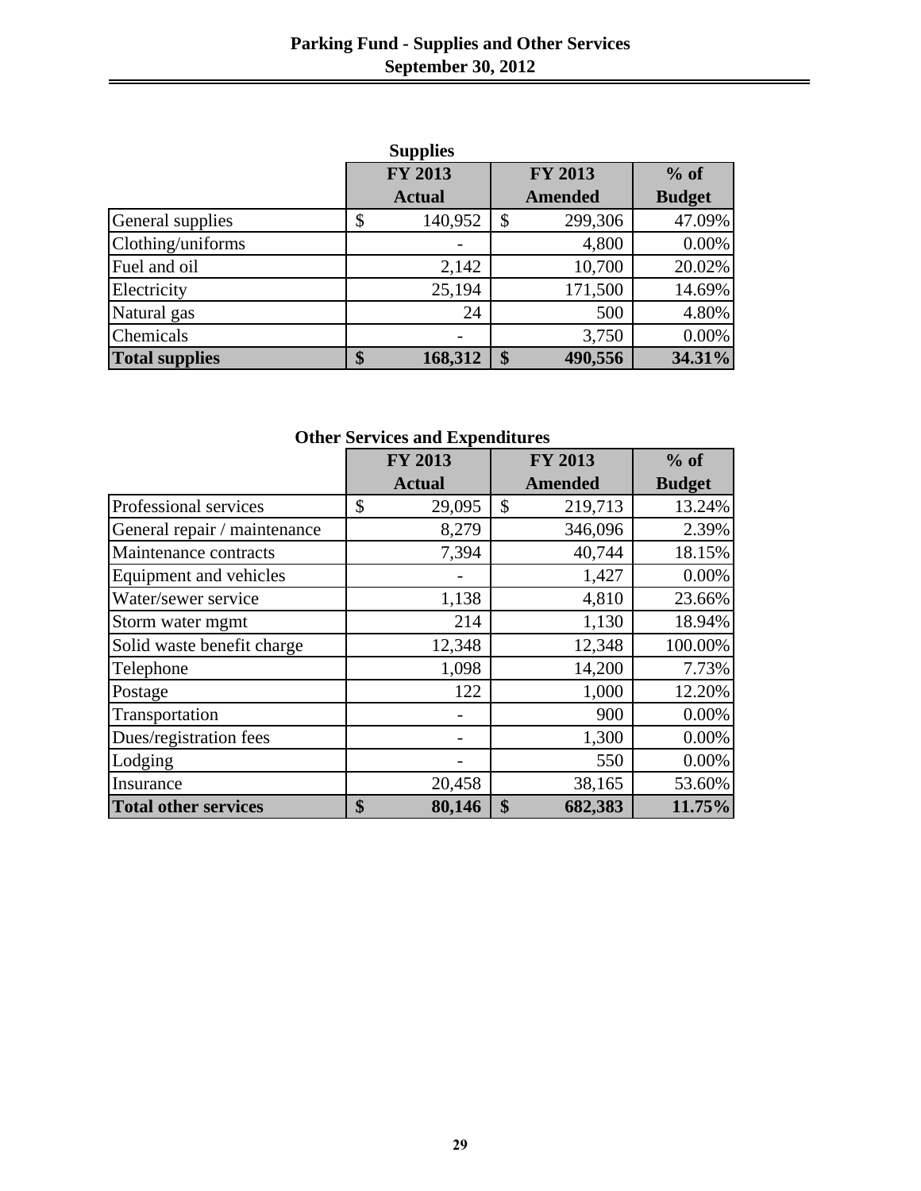# Parking Fund - Supplies and Other Services
## September 30, 2012

### Supplies

| | FY 2013 Actual | FY 2013 Amended | % of Budget |
|---|---|---|---|
| General supplies | $ 140,952 | $ 299,306 | 47.09% |
| Clothing/uniforms | - | 4,800 | 0.00% |
| Fuel and oil | 2,142 | 10,700 | 20.02% |
| Electricity | 25,194 | 171,500 | 14.69% |
| Natural gas | 24 | 500 | 4.80% |
| Chemicals | - | 3,750 | 0.00% |
| **Total supplies** | **$ 168,312** | **$ 490,556** | **34.31%** |

### Other Services and Expenditures

| | FY 2013 Actual | FY 2013 Amended | % of Budget |
|---|---|---|---|
| Professional services | $ 29,095 | $ 219,713 | 13.24% |
| General repair / maintenance | 8,279 | 346,096 | 2.39% |
| Maintenance contracts | 7,394 | 40,744 | 18.15% |
| Equipment and vehicles | - | 1,427 | 0.00% |
| Water/sewer service | 1,138 | 4,810 | 23.66% |
| Storm water mgmt | 214 | 1,130 | 18.94% |
| Solid waste benefit charge | 12,348 | 12,348 | 100.00% |
| Telephone | 1,098 | 14,200 | 7.73% |
| Postage | 122 | 1,000 | 12.20% |
| Transportation | - | 900 | 0.00% |
| Dues/registration fees | - | 1,300 | 0.00% |
| Lodging | - | 550 | 0.00% |
| Insurance | 20,458 | 38,165 | 53.60% |
| **Total other services** | **$ 80,146** | **$ 682,383** | **11.75%** |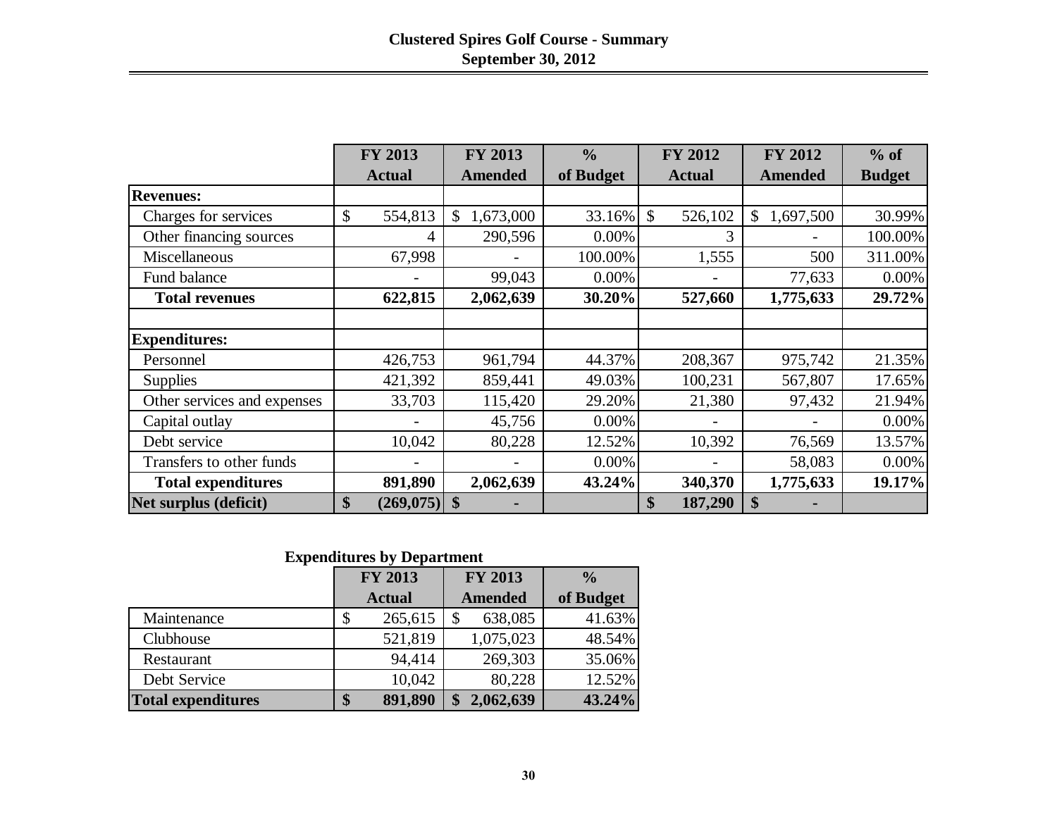# Clustered Spires Golf Course - Summary
## September 30, 2012

| | FY 2013 Actual | FY 2013 Amended | % of Budget | FY 2012 Actual | FY 2012 Amended | % of Budget |
|---|---|---|---|---|---|---|
| **Revenues:** | | | | | | |
| Charges for services | $ 554,813 | $ 1,673,000 | 33.16% | $ 526,102 | $ 1,697,500 | 30.99% |
| Other financing sources | 4 | 290,596 | 0.00% | 3 | - | 100.00% |
| Miscellaneous | 67,998 | - | 100.00% | 1,555 | 500 | 311.00% |
| Fund balance | - | 99,043 | 0.00% | - | 77,633 | 0.00% |
| **Total revenues** | **622,815** | **2,062,639** | **30.20%** | **527,660** | **1,775,633** | **29.72%** |
| | | | | | | |
| **Expenditures:** | | | | | | |
| Personnel | 426,753 | 961,794 | 44.37% | 208,367 | 975,742 | 21.35% |
| Supplies | 421,392 | 859,441 | 49.03% | 100,231 | 567,807 | 17.65% |
| Other services and expenses | 33,703 | 115,420 | 29.20% | 21,380 | 97,432 | 21.94% |
| Capital outlay | - | 45,756 | 0.00% | - | - | 0.00% |
| Debt service | 10,042 | 80,228 | 12.52% | 10,392 | 76,569 | 13.57% |
| Transfers to other funds | - | - | 0.00% | - | 58,083 | 0.00% |
| **Total expenditures** | **891,890** | **2,062,639** | **43.24%** | **340,370** | **1,775,633** | **19.17%** |
| **Net surplus (deficit)** | **$ (269,075)** | **$ -** | | **$ 187,290** | **$ -** | |

### Expenditures by Department

| | FY 2013 Actual | FY 2013 Amended | % of Budget |
|---|---|---|---|
| Maintenance | $ 265,615 | $ 638,085 | 41.63% |
| Clubhouse | 521,819 | 1,075,023 | 48.54% |
| Restaurant | 94,414 | 269,303 | 35.06% |
| Debt Service | 10,042 | 80,228 | 12.52% |
| **Total expenditures** | **$ 891,890** | **$ 2,062,639** | **43.24%** |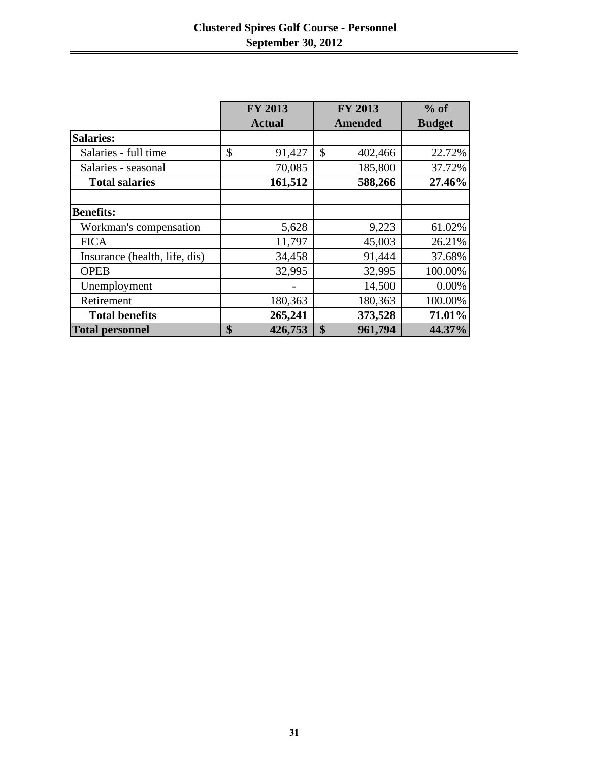# Clustered Spires Golf Course - Personnel
## September 30, 2012

| | FY 2013 Actual | FY 2013 Amended | % of Budget |
|---|---|---|---|
| **Salaries:** | | | |
| Salaries - full time | $ 91,427 | $ 402,466 | 22.72% |
| Salaries - seasonal | 70,085 | 185,800 | 37.72% |
| **Total salaries** | **161,512** | **588,266** | **27.46%** |
| | | | |
| **Benefits:** | | | |
| Workman's compensation | 5,628 | 9,223 | 61.02% |
| FICA | 11,797 | 45,003 | 26.21% |
| Insurance (health, life, dis) | 34,458 | 91,444 | 37.68% |
| OPEB | 32,995 | 32,995 | 100.00% |
| Unemployment | - | 14,500 | 0.00% |
| Retirement | 180,363 | 180,363 | 100.00% |
| **Total benefits** | **265,241** | **373,528** | **71.01%** |
| **Total personnel** | **$ 426,753** | **$ 961,794** | **44.37%** |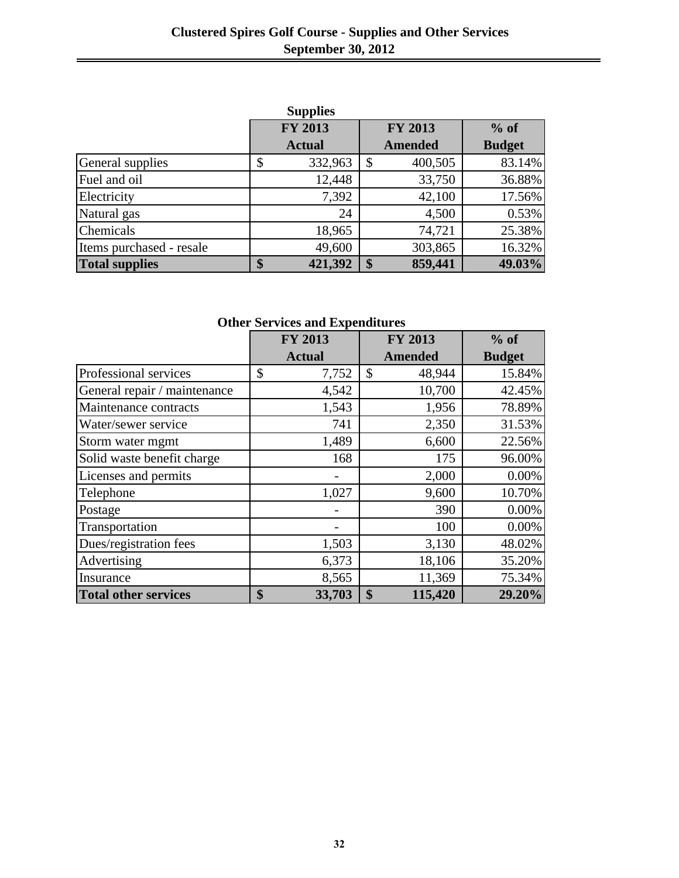# Clustered Spires Golf Course - Supplies and Other Services
## September 30, 2012

### Supplies

| | FY 2013 Actual | FY 2013 Amended | % of Budget |
|---|---|---|---|
| General supplies | $ 332,963 | $ 400,505 | 83.14% |
| Fuel and oil | 12,448 | 33,750 | 36.88% |
| Electricity | 7,392 | 42,100 | 17.56% |
| Natural gas | 24 | 4,500 | 0.53% |
| Chemicals | 18,965 | 74,721 | 25.38% |
| Items purchased - resale | 49,600 | 303,865 | 16.32% |
| **Total supplies** | **$ 421,392** | **$ 859,441** | **49.03%** |

### Other Services and Expenditures

| | FY 2013 Actual | FY 2013 Amended | % of Budget |
|---|---|---|---|
| Professional services | $ 7,752 | $ 48,944 | 15.84% |
| General repair / maintenance | 4,542 | 10,700 | 42.45% |
| Maintenance contracts | 1,543 | 1,956 | 78.89% |
| Water/sewer service | 741 | 2,350 | 31.53% |
| Storm water mgmt | 1,489 | 6,600 | 22.56% |
| Solid waste benefit charge | 168 | 175 | 96.00% |
| Licenses and permits | - | 2,000 | 0.00% |
| Telephone | 1,027 | 9,600 | 10.70% |
| Postage | - | 390 | 0.00% |
| Transportation | - | 100 | 0.00% |
| Dues/registration fees | 1,503 | 3,130 | 48.02% |
| Advertising | 6,373 | 18,106 | 35.20% |
| Insurance | 8,565 | 11,369 | 75.34% |
| **Total other services** | **$ 33,703** | **$ 115,420** | **29.20%** |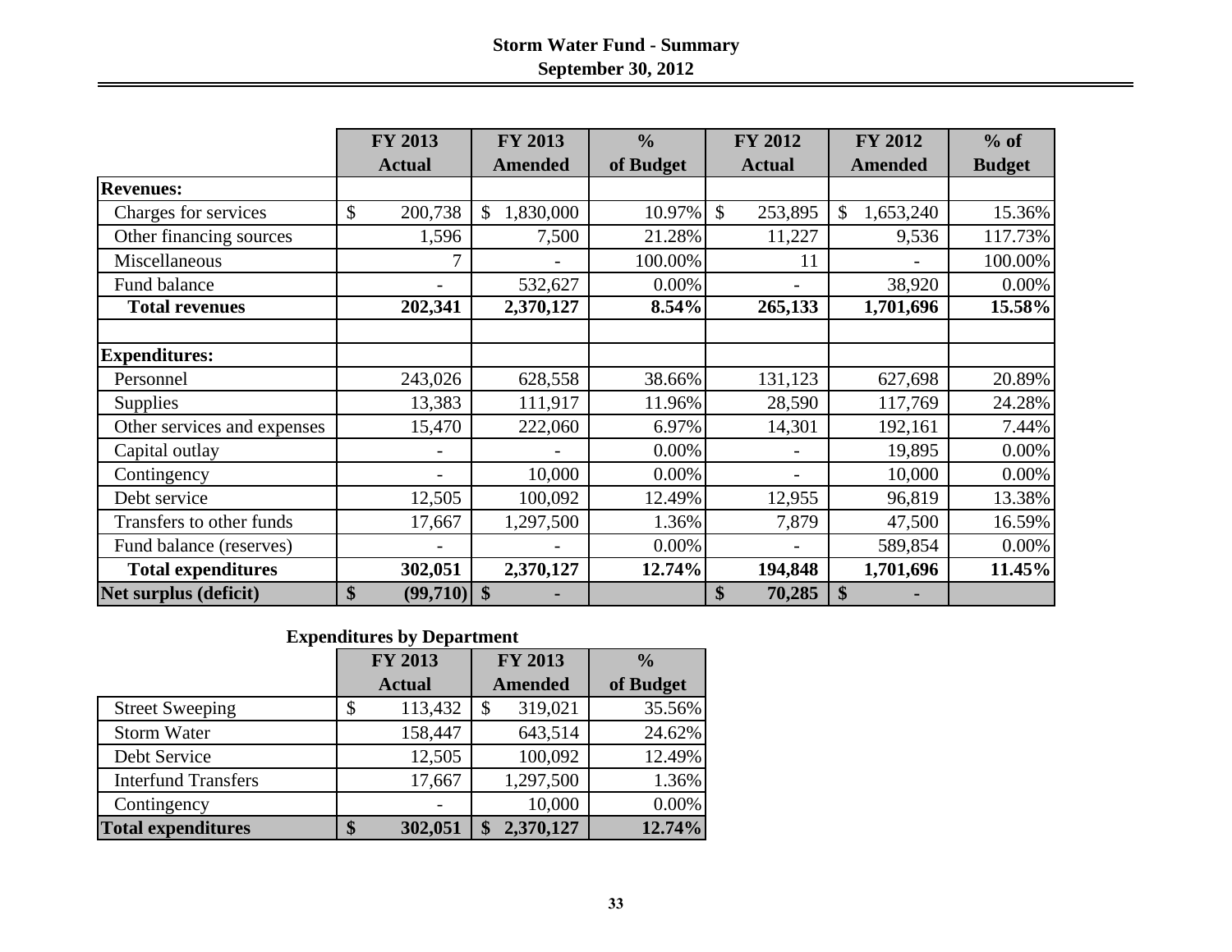# Storm Water Fund - Summary

## September 30, 2012

| | FY 2013 Actual | FY 2013 Amended | % of Budget | FY 2012 Actual | FY 2012 Amended | % of Budget |
|---|---|---|---|---|---|---|
| **Revenues:** | | | | | | |
| Charges for services | $ 200,738 | $ 1,830,000 | 10.97% | $ 253,895 | $ 1,653,240 | 15.36% |
| Other financing sources | 1,596 | 7,500 | 21.28% | 11,227 | 9,536 | 117.73% |
| Miscellaneous | 7 | - | 100.00% | 11 | - | 100.00% |
| Fund balance | - | 532,627 | 0.00% | - | 38,920 | 0.00% |
| **Total revenues** | **202,341** | **2,370,127** | **8.54%** | **265,133** | **1,701,696** | **15.58%** |
| | | | | | | |
| **Expenditures:** | | | | | | |
| Personnel | 243,026 | 628,558 | 38.66% | 131,123 | 627,698 | 20.89% |
| Supplies | 13,383 | 111,917 | 11.96% | 28,590 | 117,769 | 24.28% |
| Other services and expenses | 15,470 | 222,060 | 6.97% | 14,301 | 192,161 | 7.44% |
| Capital outlay | - | - | 0.00% | - | 19,895 | 0.00% |
| Contingency | - | 10,000 | 0.00% | - | 10,000 | 0.00% |
| Debt service | 12,505 | 100,092 | 12.49% | 12,955 | 96,819 | 13.38% |
| Transfers to other funds | 17,667 | 1,297,500 | 1.36% | 7,879 | 47,500 | 16.59% |
| Fund balance (reserves) | - | - | 0.00% | - | 589,854 | 0.00% |
| **Total expenditures** | **302,051** | **2,370,127** | **12.74%** | **194,848** | **1,701,696** | **11.45%** |
| **Net surplus (deficit)** | **$ (99,710)** | **$ -** | | **$ 70,285** | **$ -** | |

### Expenditures by Department

| | FY 2013 Actual | FY 2013 Amended | % of Budget |
|---|---|---|---|
| Street Sweeping | $ 113,432 | $ 319,021 | 35.56% |
| Storm Water | 158,447 | 643,514 | 24.62% |
| Debt Service | 12,505 | 100,092 | 12.49% |
| Interfund Transfers | 17,667 | 1,297,500 | 1.36% |
| Contingency | - | 10,000 | 0.00% |
| **Total expenditures** | **$ 302,051** | **$ 2,370,127** | **12.74%** |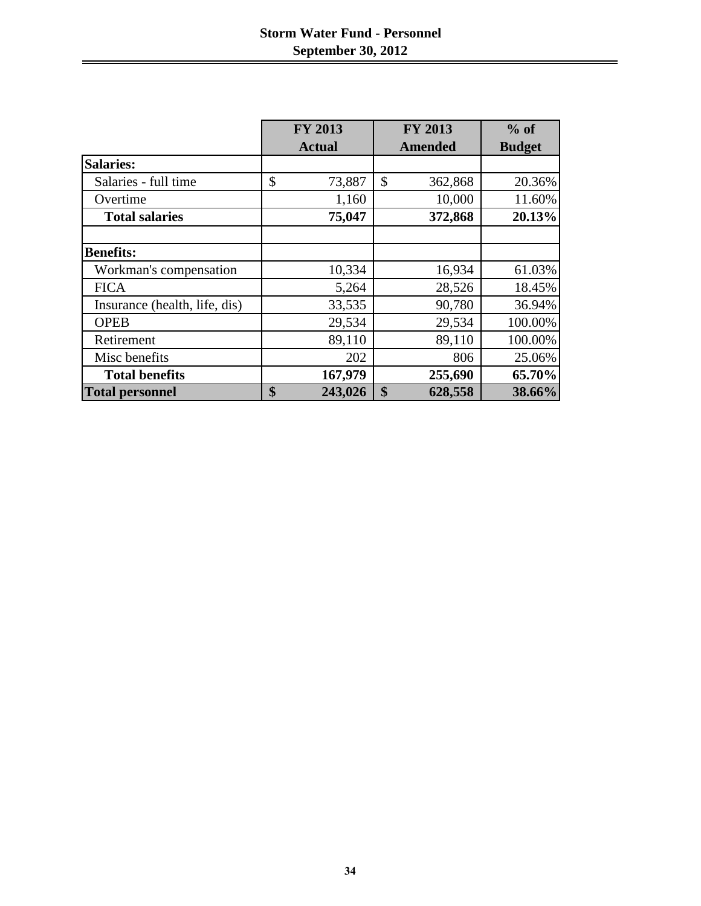# Storm Water Fund - Personnel
## September 30, 2012

| | FY 2013 Actual | FY 2013 Amended | % of Budget |
|---|---|---|---|
| **Salaries:** | | | |
| Salaries - full time | $ 73,887 | $ 362,868 | 20.36% |
| Overtime | 1,160 | 10,000 | 11.60% |
| **Total salaries** | **75,047** | **372,868** | **20.13%** |
| | | | |
| **Benefits:** | | | |
| Workman's compensation | 10,334 | 16,934 | 61.03% |
| FICA | 5,264 | 28,526 | 18.45% |
| Insurance (health, life, dis) | 33,535 | 90,780 | 36.94% |
| OPEB | 29,534 | 29,534 | 100.00% |
| Retirement | 89,110 | 89,110 | 100.00% |
| Misc benefits | 202 | 806 | 25.06% |
| **Total benefits** | **167,979** | **255,690** | **65.70%** |
| **Total personnel** | **$ 243,026** | **$ 628,558** | **38.66%** |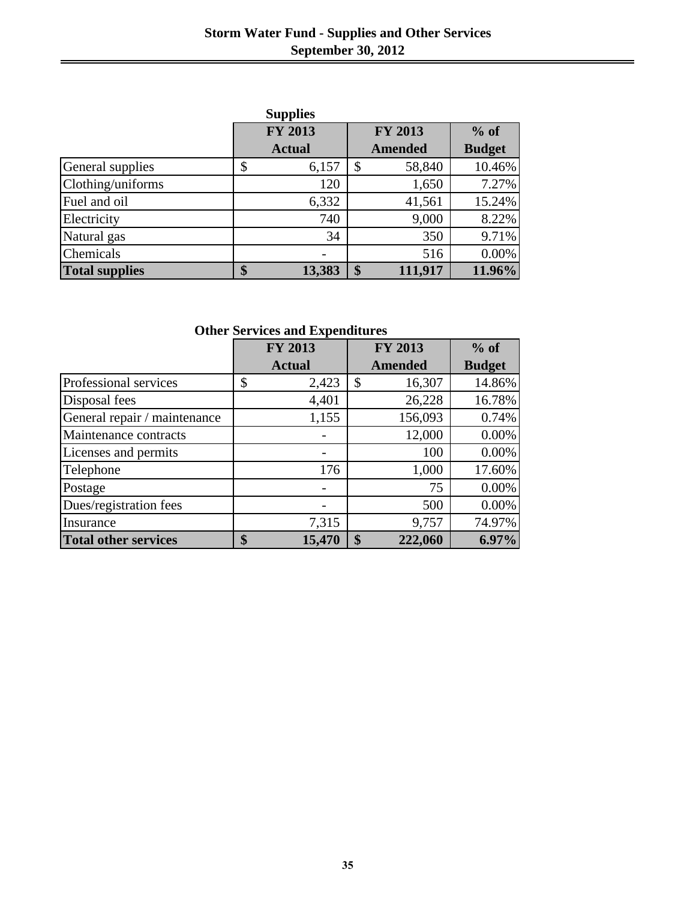# Storm Water Fund - Supplies and Other Services
## September 30, 2012

### Supplies

| | FY 2013 Actual | FY 2013 Amended | % of Budget |
|---|---|---|---|
| General supplies | $ 6,157 | $ 58,840 | 10.46% |
| Clothing/uniforms | 120 | 1,650 | 7.27% |
| Fuel and oil | 6,332 | 41,561 | 15.24% |
| Electricity | 740 | 9,000 | 8.22% |
| Natural gas | 34 | 350 | 9.71% |
| Chemicals | - | 516 | 0.00% |
| **Total supplies** | **$ 13,383** | **$ 111,917** | **11.96%** |

### Other Services and Expenditures

| | FY 2013 Actual | FY 2013 Amended | % of Budget |
|---|---|---|---|
| Professional services | $ 2,423 | $ 16,307 | 14.86% |
| Disposal fees | 4,401 | 26,228 | 16.78% |
| General repair / maintenance | 1,155 | 156,093 | 0.74% |
| Maintenance contracts | - | 12,000 | 0.00% |
| Licenses and permits | - | 100 | 0.00% |
| Telephone | 176 | 1,000 | 17.60% |
| Postage | - | 75 | 0.00% |
| Dues/registration fees | - | 500 | 0.00% |
| Insurance | 7,315 | 9,757 | 74.97% |
| **Total other services** | **$ 15,470** | **$ 222,060** | **6.97%** |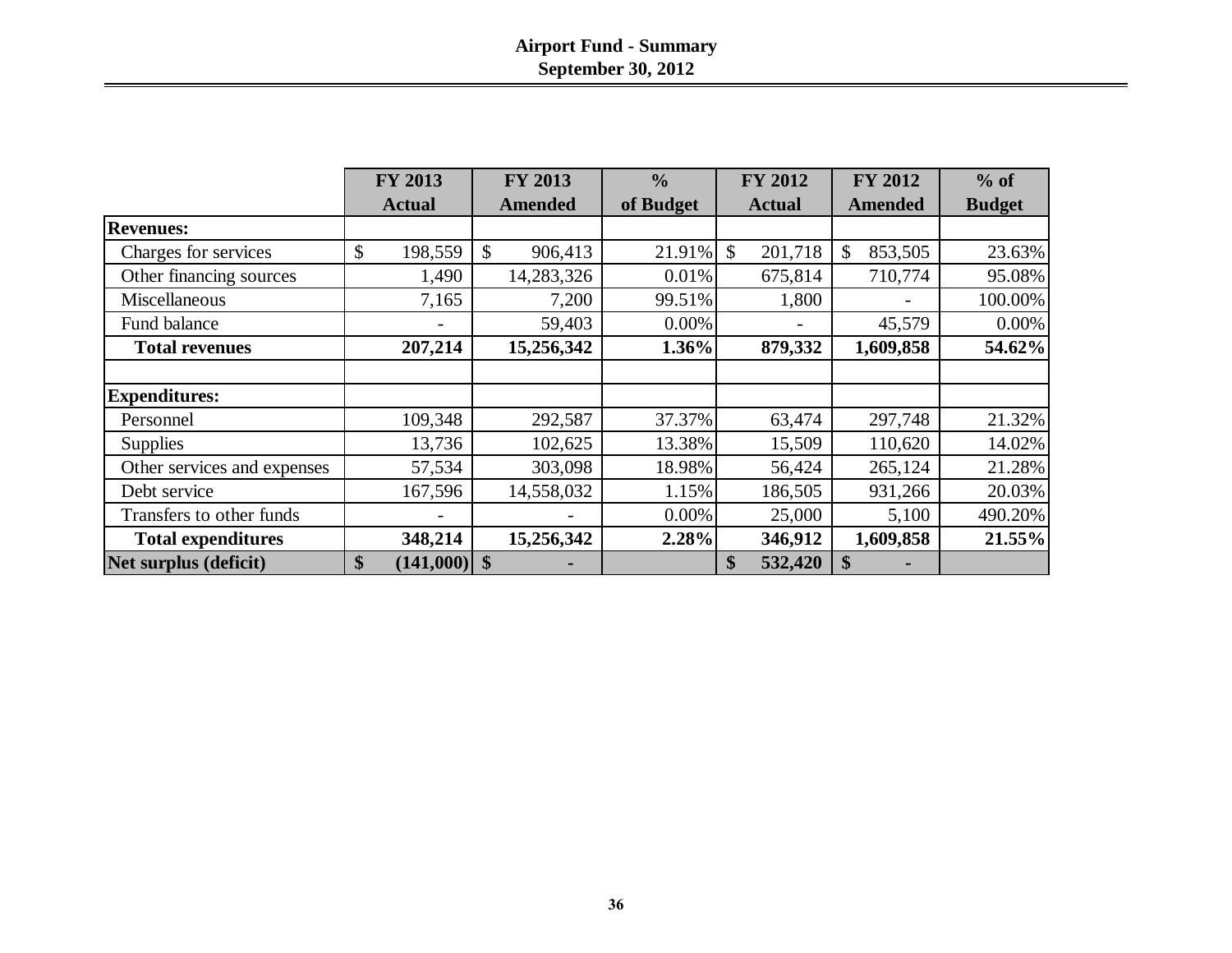# Airport Fund - Summary
## September 30, 2012

| | FY 2013 Actual | FY 2013 Amended | % of Budget | FY 2012 Actual | FY 2012 Amended | % of Budget |
|---|---|---|---|---|---|---|
| **Revenues:** | | | | | | |
| Charges for services | $ 198,559 | $ 906,413 | 21.91% | $ 201,718 | $ 853,505 | 23.63% |
| Other financing sources | 1,490 | 14,283,326 | 0.01% | 675,814 | 710,774 | 95.08% |
| Miscellaneous | 7,165 | 7,200 | 99.51% | 1,800 | - | 100.00% |
| Fund balance | - | 59,403 | 0.00% | - | 45,579 | 0.00% |
| **Total revenues** | **207,214** | **15,256,342** | **1.36%** | **879,332** | **1,609,858** | **54.62%** |
| | | | | | | |
| **Expenditures:** | | | | | | |
| Personnel | 109,348 | 292,587 | 37.37% | 63,474 | 297,748 | 21.32% |
| Supplies | 13,736 | 102,625 | 13.38% | 15,509 | 110,620 | 14.02% |
| Other services and expenses | 57,534 | 303,098 | 18.98% | 56,424 | 265,124 | 21.28% |
| Debt service | 167,596 | 14,558,032 | 1.15% | 186,505 | 931,266 | 20.03% |
| Transfers to other funds | - | - | 0.00% | 25,000 | 5,100 | 490.20% |
| **Total expenditures** | **348,214** | **15,256,342** | **2.28%** | **346,912** | **1,609,858** | **21.55%** |
| **Net surplus (deficit)** | **$ (141,000)** | **$ -** | | **$ 532,420** | **$ -** | |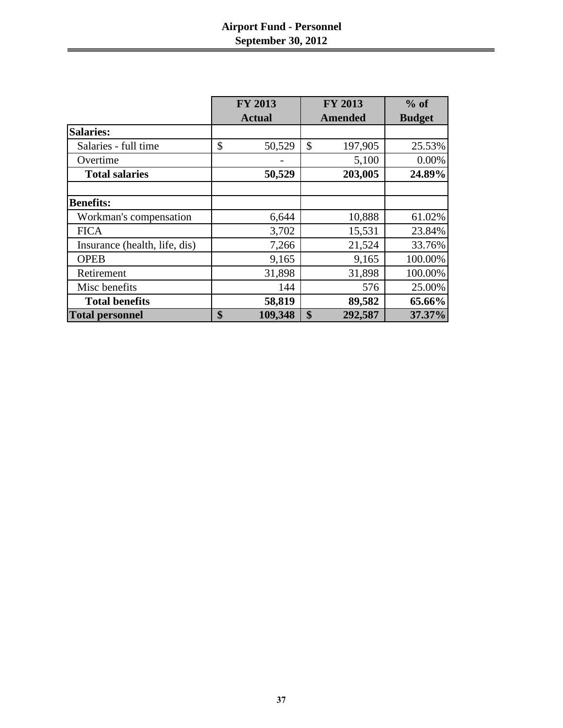# Airport Fund - Personnel
## September 30, 2012

| | FY 2013 Actual | FY 2013 Amended | % of Budget |
|---|---|---|---|
| **Salaries:** | | | |
| Salaries - full time | $ 50,529 | $ 197,905 | 25.53% |
| Overtime | - | 5,100 | 0.00% |
| **Total salaries** | **50,529** | **203,005** | **24.89%** |
| | | | |
| **Benefits:** | | | |
| Workman's compensation | 6,644 | 10,888 | 61.02% |
| FICA | 3,702 | 15,531 | 23.84% |
| Insurance (health, life, dis) | 7,266 | 21,524 | 33.76% |
| OPEB | 9,165 | 9,165 | 100.00% |
| Retirement | 31,898 | 31,898 | 100.00% |
| Misc benefits | 144 | 576 | 25.00% |
| **Total benefits** | **58,819** | **89,582** | **65.66%** |
| **Total personnel** | **$ 109,348** | **$ 292,587** | **37.37%** |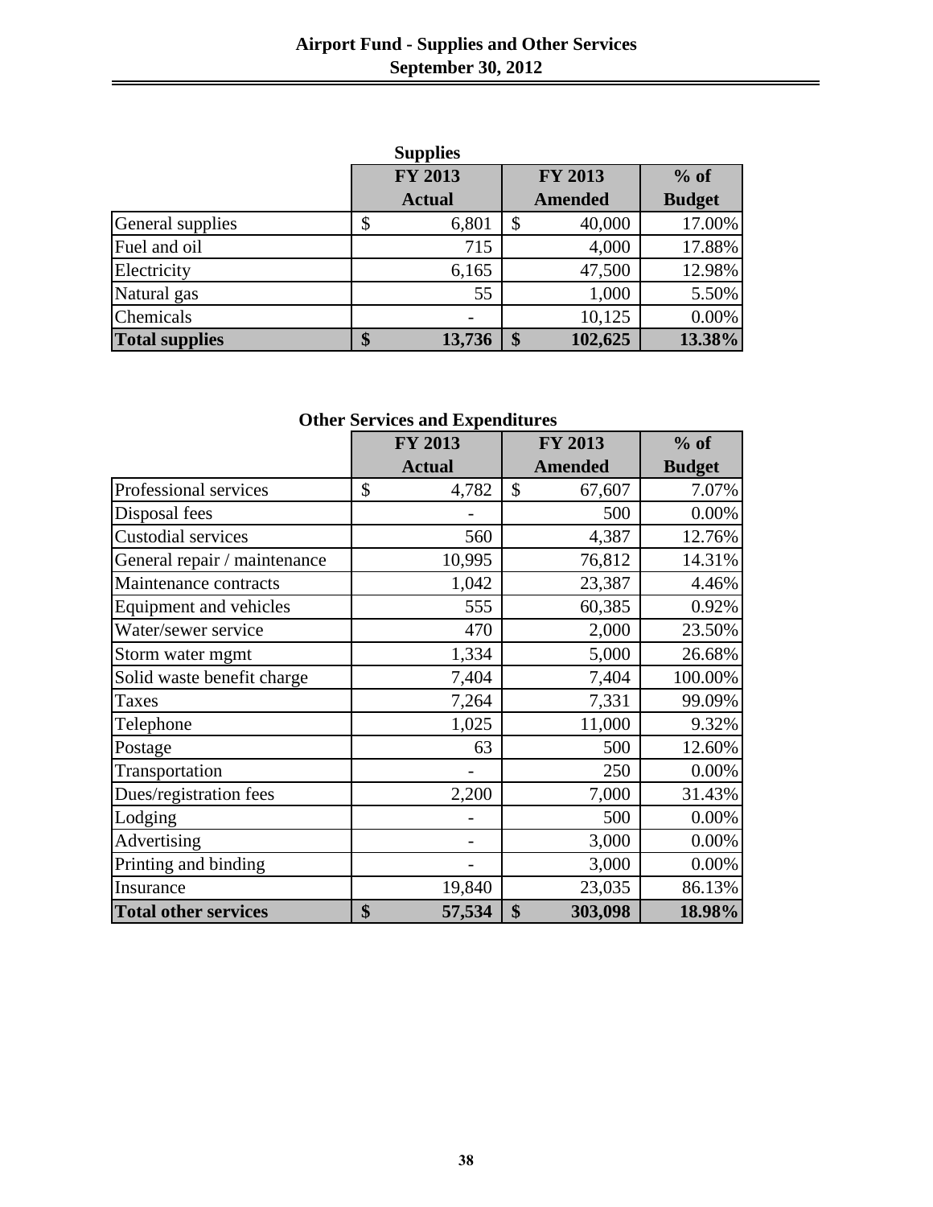# Airport Fund - Supplies and Other Services
## September 30, 2012

### Supplies

| | FY 2013 Actual | FY 2013 Amended | % of Budget |
|---|---|---|---|
| General supplies | $ 6,801 | $ 40,000 | 17.00% |
| Fuel and oil | 715 | 4,000 | 17.88% |
| Electricity | 6,165 | 47,500 | 12.98% |
| Natural gas | 55 | 1,000 | 5.50% |
| Chemicals | - | 10,125 | 0.00% |
| **Total supplies** | **$ 13,736** | **$ 102,625** | **13.38%** |

### Other Services and Expenditures

| | FY 2013 Actual | FY 2013 Amended | % of Budget |
|---|---|---|---|
| Professional services | $ 4,782 | $ 67,607 | 7.07% |
| Disposal fees | - | 500 | 0.00% |
| Custodial services | 560 | 4,387 | 12.76% |
| General repair / maintenance | 10,995 | 76,812 | 14.31% |
| Maintenance contracts | 1,042 | 23,387 | 4.46% |
| Equipment and vehicles | 555 | 60,385 | 0.92% |
| Water/sewer service | 470 | 2,000 | 23.50% |
| Storm water mgmt | 1,334 | 5,000 | 26.68% |
| Solid waste benefit charge | 7,404 | 7,404 | 100.00% |
| Taxes | 7,264 | 7,331 | 99.09% |
| Telephone | 1,025 | 11,000 | 9.32% |
| Postage | 63 | 500 | 12.60% |
| Transportation | - | 250 | 0.00% |
| Dues/registration fees | 2,200 | 7,000 | 31.43% |
| Lodging | - | 500 | 0.00% |
| Advertising | - | 3,000 | 0.00% |
| Printing and binding | - | 3,000 | 0.00% |
| Insurance | 19,840 | 23,035 | 86.13% |
| **Total other services** | **$ 57,534** | **$ 303,098** | **18.98%** |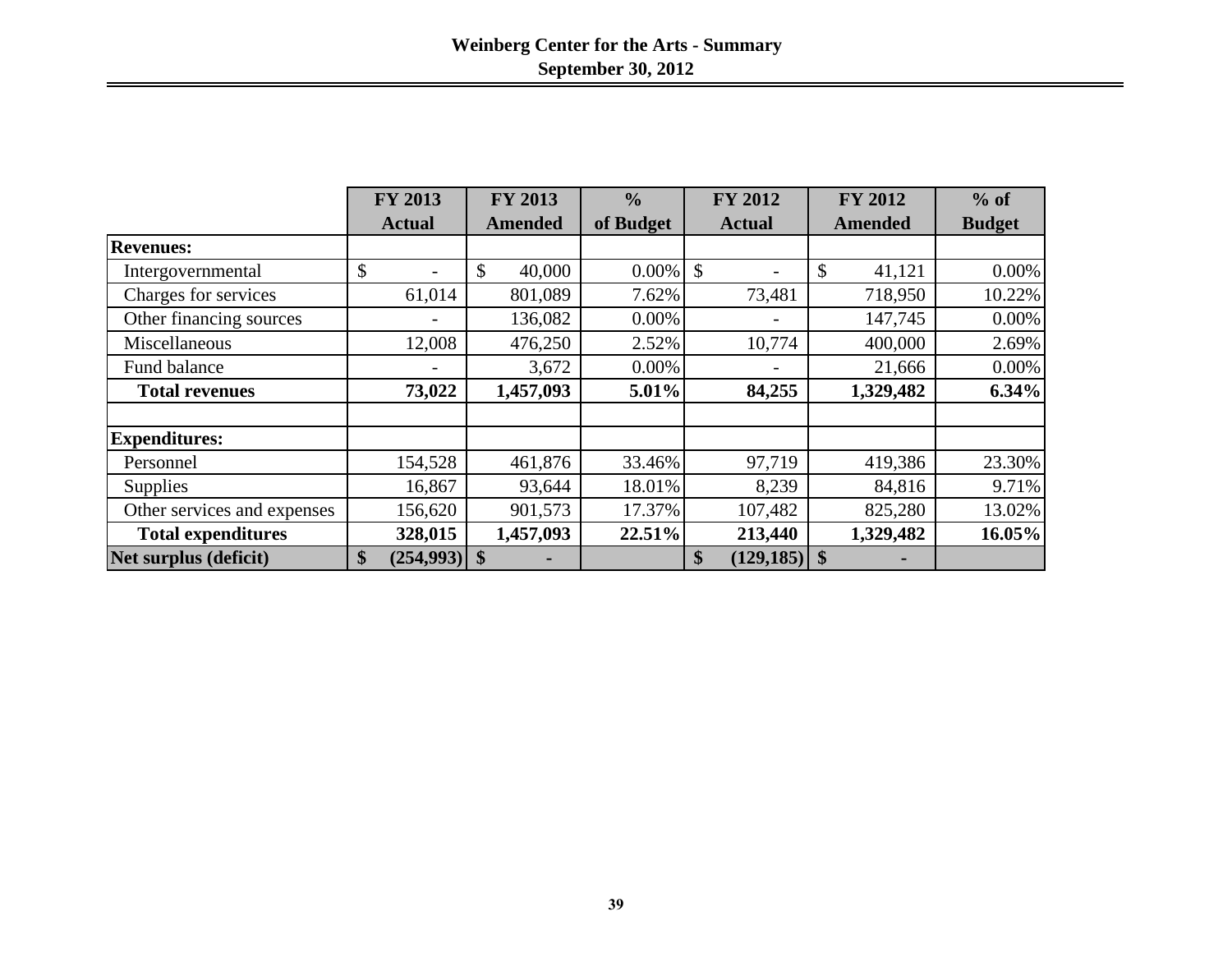# Weinberg Center for the Arts - Summary
## September 30, 2012

| | FY 2013 Actual | FY 2013 Amended | % of Budget | FY 2012 Actual | FY 2012 Amended | % of Budget |
|---|---|---|---|---|---|---|
| **Revenues:** | | | | | | |
| Intergovernmental | $ - | $ 40,000 | 0.00% | $ - | $ 41,121 | 0.00% |
| Charges for services | 61,014 | 801,089 | 7.62% | 73,481 | 718,950 | 10.22% |
| Other financing sources | - | 136,082 | 0.00% | - | 147,745 | 0.00% |
| Miscellaneous | 12,008 | 476,250 | 2.52% | 10,774 | 400,000 | 2.69% |
| Fund balance | - | 3,672 | 0.00% | - | 21,666 | 0.00% |
| **Total revenues** | **73,022** | **1,457,093** | **5.01%** | **84,255** | **1,329,482** | **6.34%** |
| | | | | | | |
| **Expenditures:** | | | | | | |
| Personnel | 154,528 | 461,876 | 33.46% | 97,719 | 419,386 | 23.30% |
| Supplies | 16,867 | 93,644 | 18.01% | 8,239 | 84,816 | 9.71% |
| Other services and expenses | 156,620 | 901,573 | 17.37% | 107,482 | 825,280 | 13.02% |
| **Total expenditures** | **328,015** | **1,457,093** | **22.51%** | **213,440** | **1,329,482** | **16.05%** |
| **Net surplus (deficit)** | **$ (254,993)** | **$ -** | | **$ (129,185)** | **$ -** | |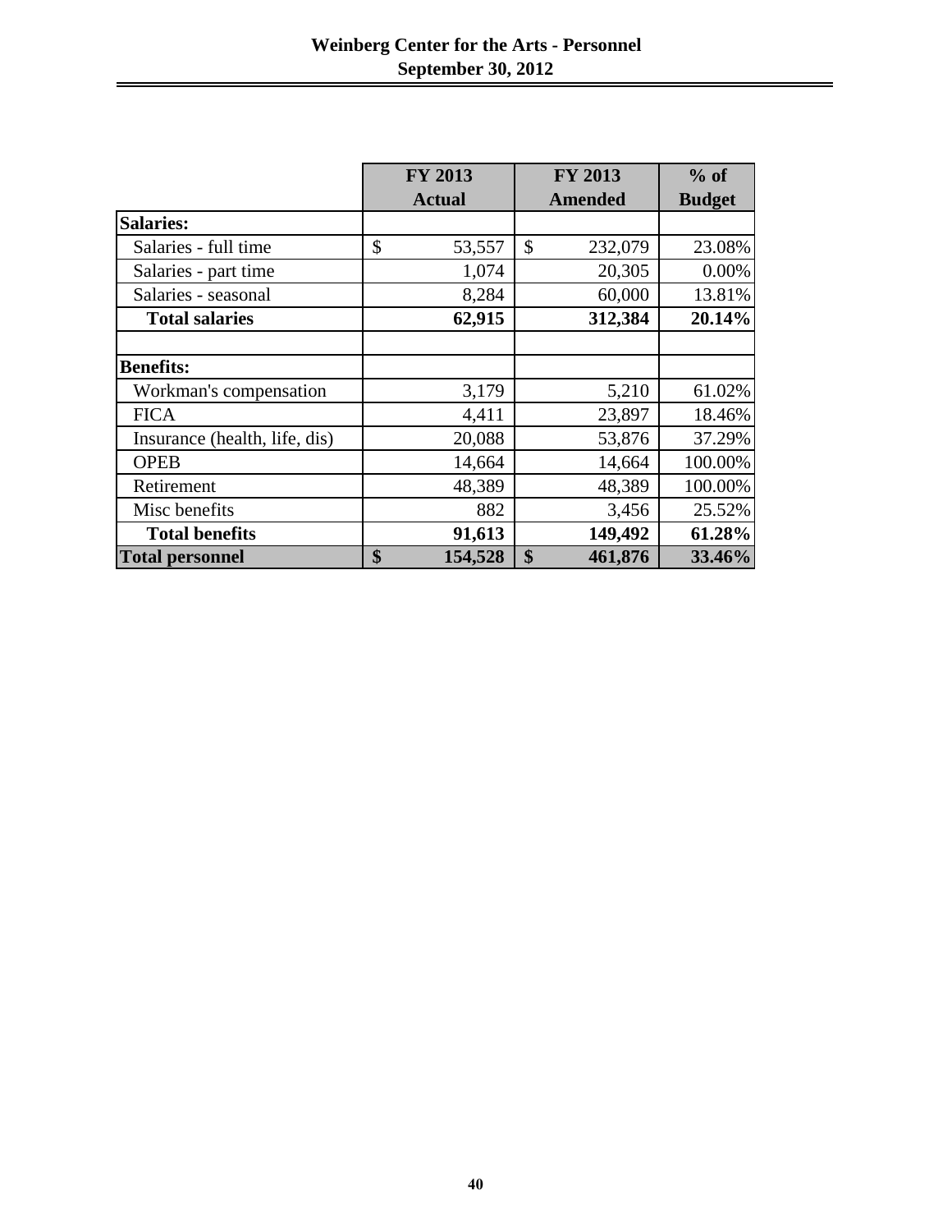# Weinberg Center for the Arts - Personnel
## September 30, 2012

| | FY 2013 Actual | FY 2013 Amended | % of Budget |
|---|---|---|---|
| **Salaries:** | | | |
| Salaries - full time | $ 53,557 | $ 232,079 | 23.08% |
| Salaries - part time | 1,074 | 20,305 | 0.00% |
| Salaries - seasonal | 8,284 | 60,000 | 13.81% |
| **Total salaries** | **62,915** | **312,384** | **20.14%** |
| | | | |
| **Benefits:** | | | |
| Workman's compensation | 3,179 | 5,210 | 61.02% |
| FICA | 4,411 | 23,897 | 18.46% |
| Insurance (health, life, dis) | 20,088 | 53,876 | 37.29% |
| OPEB | 14,664 | 14,664 | 100.00% |
| Retirement | 48,389 | 48,389 | 100.00% |
| Misc benefits | 882 | 3,456 | 25.52% |
| **Total benefits** | **91,613** | **149,492** | **61.28%** |
| **Total personnel** | **$ 154,528** | **$ 461,876** | **33.46%** |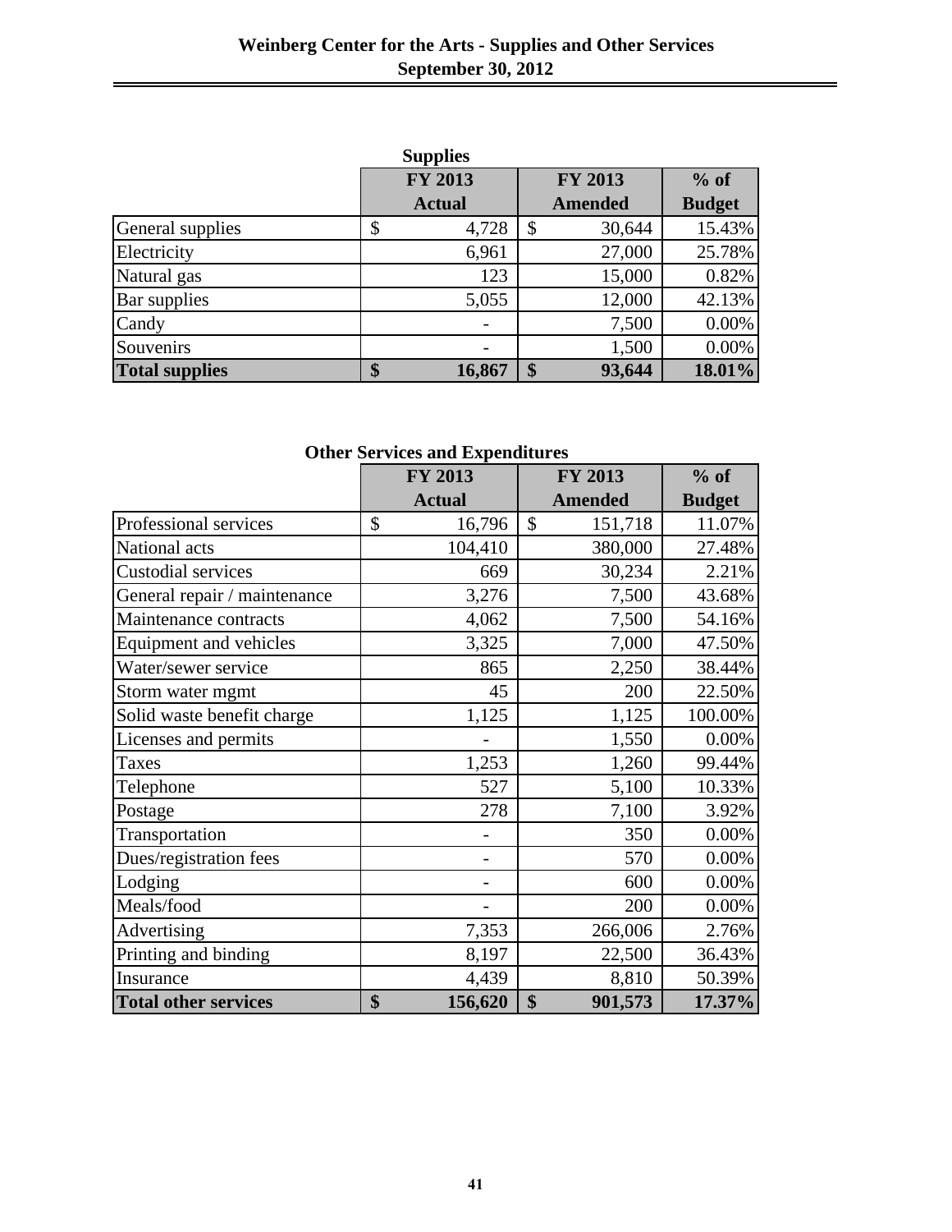# Weinberg Center for the Arts - Supplies and Other Services
## September 30, 2012

### Supplies

| | FY 2013 Actual | FY 2013 Amended | % of Budget |
|---|---|---|---|
| General supplies | $ 4,728 | $ 30,644 | 15.43% |
| Electricity | 6,961 | 27,000 | 25.78% |
| Natural gas | 123 | 15,000 | 0.82% |
| Bar supplies | 5,055 | 12,000 | 42.13% |
| Candy | - | 7,500 | 0.00% |
| Souvenirs | - | 1,500 | 0.00% |
| **Total supplies** | **$ 16,867** | **$ 93,644** | **18.01%** |

### Other Services and Expenditures

| | FY 2013 Actual | FY 2013 Amended | % of Budget |
|---|---|---|---|
| Professional services | $ 16,796 | $ 151,718 | 11.07% |
| National acts | 104,410 | 380,000 | 27.48% |
| Custodial services | 669 | 30,234 | 2.21% |
| General repair / maintenance | 3,276 | 7,500 | 43.68% |
| Maintenance contracts | 4,062 | 7,500 | 54.16% |
| Equipment and vehicles | 3,325 | 7,000 | 47.50% |
| Water/sewer service | 865 | 2,250 | 38.44% |
| Storm water mgmt | 45 | 200 | 22.50% |
| Solid waste benefit charge | 1,125 | 1,125 | 100.00% |
| Licenses and permits | - | 1,550 | 0.00% |
| Taxes | 1,253 | 1,260 | 99.44% |
| Telephone | 527 | 5,100 | 10.33% |
| Postage | 278 | 7,100 | 3.92% |
| Transportation | - | 350 | 0.00% |
| Dues/registration fees | - | 570 | 0.00% |
| Lodging | - | 600 | 0.00% |
| Meals/food | - | 200 | 0.00% |
| Advertising | 7,353 | 266,006 | 2.76% |
| Printing and binding | 8,197 | 22,500 | 36.43% |
| Insurance | 4,439 | 8,810 | 50.39% |
| **Total other services** | **$ 156,620** | **$ 901,573** | **17.37%** |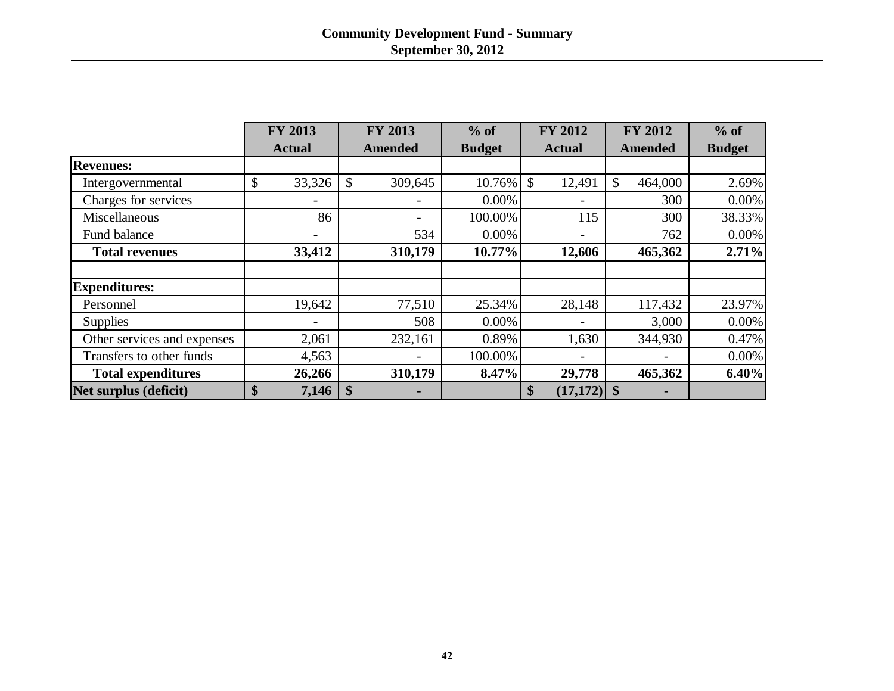## Community Development Fund - Summary
### September 30, 2012

| | FY 2013 Actual | FY 2013 Amended | % of Budget | FY 2012 Actual | FY 2012 Amended | % of Budget |
|---|---|---|---|---|---|---|
| **Revenues:** | | | | | | |
| Intergovernmental | $ 33,326 | $ 309,645 | 10.76% | $ 12,491 | $ 464,000 | 2.69% |
| Charges for services | - | - | 0.00% | - | 300 | 0.00% |
| Miscellaneous | 86 | - | 100.00% | 115 | 300 | 38.33% |
| Fund balance | - | 534 | 0.00% | - | 762 | 0.00% |
| **Total revenues** | **33,412** | **310,179** | **10.77%** | **12,606** | **465,362** | **2.71%** |
| | | | | | | |
| **Expenditures:** | | | | | | |
| Personnel | 19,642 | 77,510 | 25.34% | 28,148 | 117,432 | 23.97% |
| Supplies | - | 508 | 0.00% | - | 3,000 | 0.00% |
| Other services and expenses | 2,061 | 232,161 | 0.89% | 1,630 | 344,930 | 0.47% |
| Transfers to other funds | 4,563 | - | 100.00% | - | - | 0.00% |
| **Total expenditures** | **26,266** | **310,179** | **8.47%** | **29,778** | **465,362** | **6.40%** |
| **Net surplus (deficit)** | **$ 7,146** | **$ -** | | **$ (17,172)** | **$ -** | |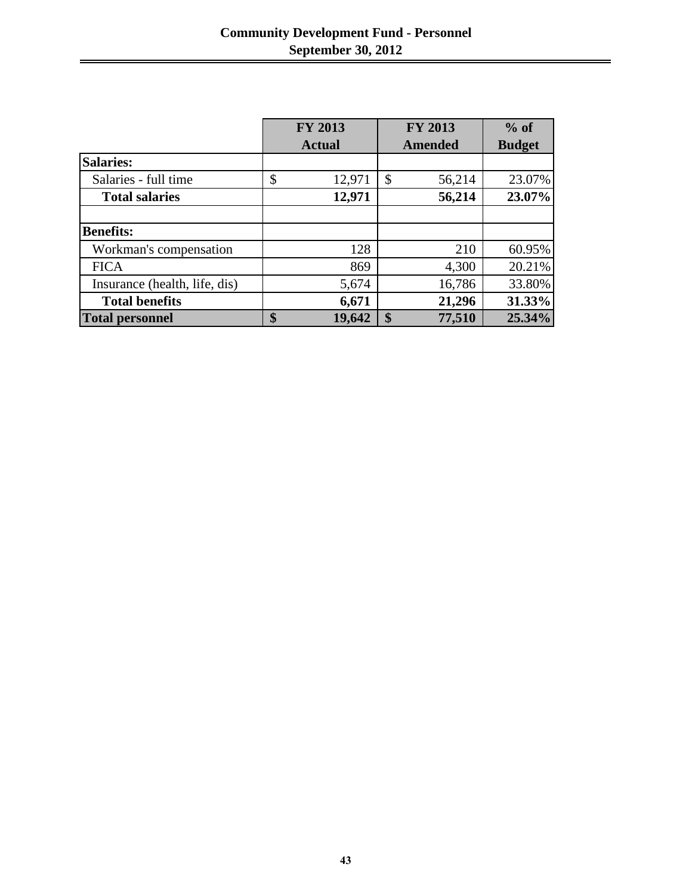# Community Development Fund - Personnel
## September 30, 2012

| | FY 2013 Actual | FY 2013 Amended | % of Budget |
|---|---|---|---|
| **Salaries:** | | | |
| Salaries - full time | $ 12,971 | $ 56,214 | 23.07% |
| **Total salaries** | **12,971** | **56,214** | **23.07%** |
| | | | |
| **Benefits:** | | | |
| Workman's compensation | 128 | 210 | 60.95% |
| FICA | 869 | 4,300 | 20.21% |
| Insurance (health, life, dis) | 5,674 | 16,786 | 33.80% |
| **Total benefits** | **6,671** | **21,296** | **31.33%** |
| **Total personnel** | **$ 19,642** | **$ 77,510** | **25.34%** |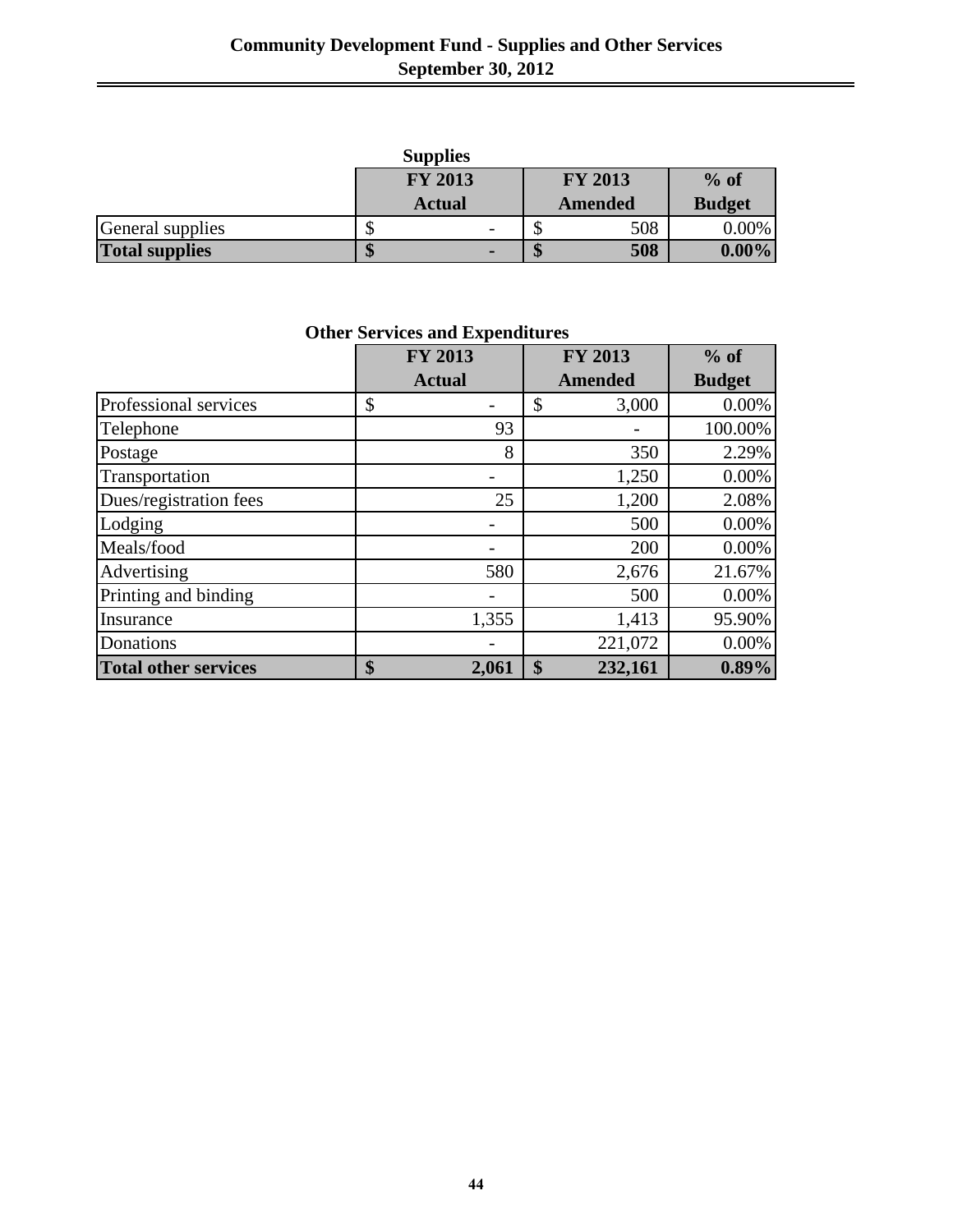# Community Development Fund - Supplies and Other Services
## September 30, 2012

### Supplies

| | FY 2013 Actual | FY 2013 Amended | % of Budget |
|---|---|---|---|
| General supplies | $ - | $ 508 | 0.00% |
| **Total supplies** | **$ -** | **$ 508** | **0.00%** |

### Other Services and Expenditures

| | FY 2013 Actual | FY 2013 Amended | % of Budget |
|---|---|---|---|
| Professional services | $ - | $ 3,000 | 0.00% |
| Telephone | 93 | - | 100.00% |
| Postage | 8 | 350 | 2.29% |
| Transportation | - | 1,250 | 0.00% |
| Dues/registration fees | 25 | 1,200 | 2.08% |
| Lodging | - | 500 | 0.00% |
| Meals/food | - | 200 | 0.00% |
| Advertising | 580 | 2,676 | 21.67% |
| Printing and binding | - | 500 | 0.00% |
| Insurance | 1,355 | 1,413 | 95.90% |
| Donations | - | 221,072 | 0.00% |
| **Total other services** | **$ 2,061** | **$ 232,161** | **0.89%** |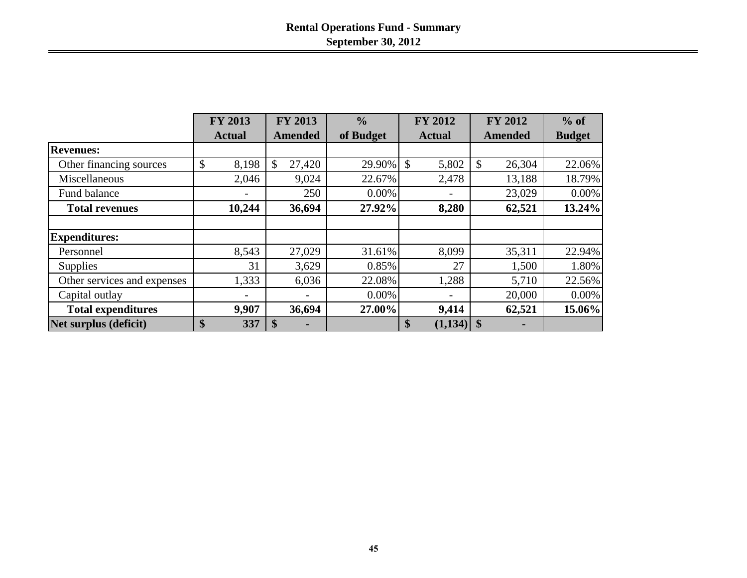# Rental Operations Fund - Summary
## September 30, 2012

| | FY 2013 Actual | FY 2013 Amended | % of Budget | FY 2012 Actual | FY 2012 Amended | % of Budget |
|---|---|---|---|---|---|---|
| **Revenues:** | | | | | | |
| Other financing sources | $ 8,198 | $ 27,420 | 29.90% | $ 5,802 | $ 26,304 | 22.06% |
| Miscellaneous | 2,046 | 9,024 | 22.67% | 2,478 | 13,188 | 18.79% |
| Fund balance | - | 250 | 0.00% | - | 23,029 | 0.00% |
| **Total revenues** | **10,244** | **36,694** | **27.92%** | **8,280** | **62,521** | **13.24%** |
| | | | | | | |
| **Expenditures:** | | | | | | |
| Personnel | 8,543 | 27,029 | 31.61% | 8,099 | 35,311 | 22.94% |
| Supplies | 31 | 3,629 | 0.85% | 27 | 1,500 | 1.80% |
| Other services and expenses | 1,333 | 6,036 | 22.08% | 1,288 | 5,710 | 22.56% |
| Capital outlay | - | - | 0.00% | - | 20,000 | 0.00% |
| **Total expenditures** | **9,907** | **36,694** | **27.00%** | **9,414** | **62,521** | **15.06%** |
| **Net surplus (deficit)** | **$ 337** | **$ -** | | **$ (1,134)** | **$ -** | |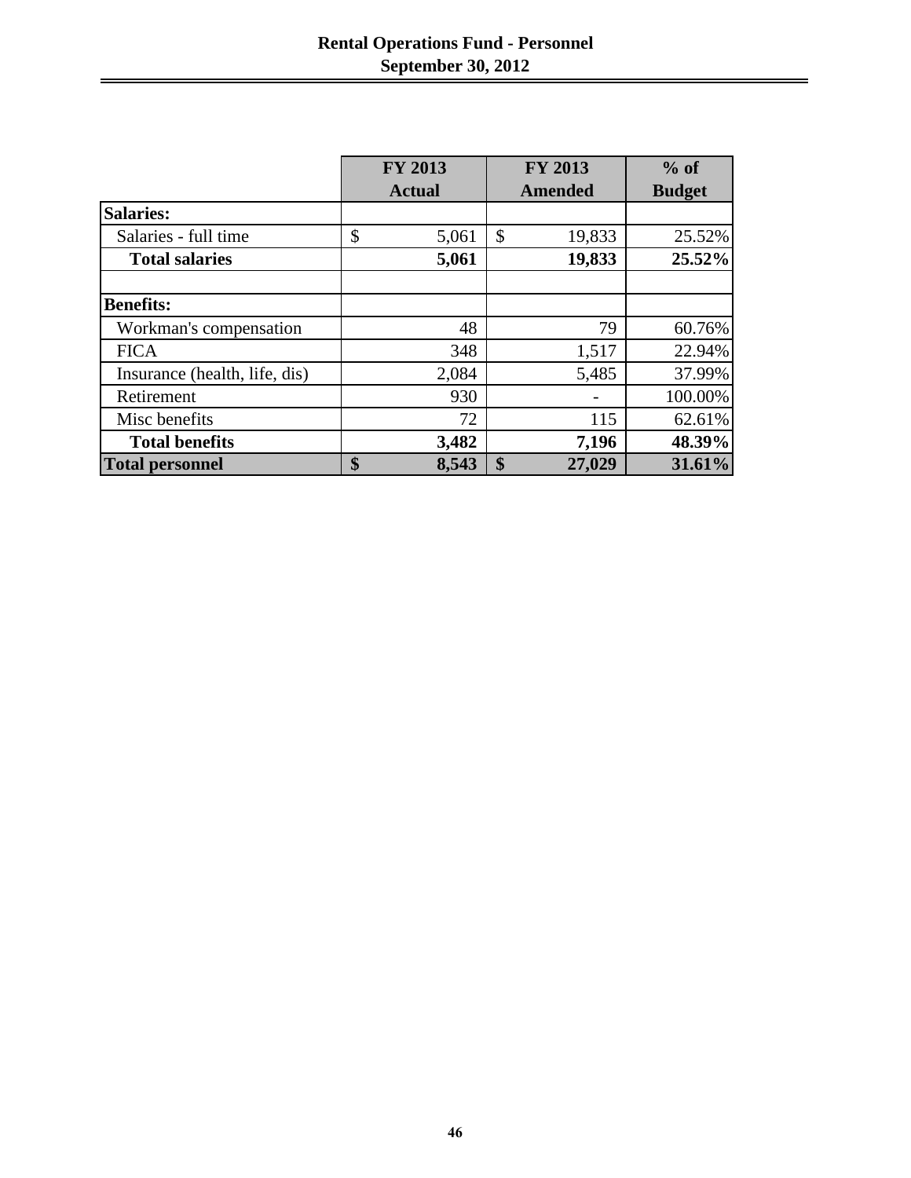# Rental Operations Fund - Personnel
## September 30, 2012

| | FY 2013 Actual | FY 2013 Amended | % of Budget |
|---|---|---|---|
| **Salaries:** | | | |
| Salaries - full time | $ 5,061 | $ 19,833 | 25.52% |
| **Total salaries** | **5,061** | **19,833** | **25.52%** |
| | | | |
| **Benefits:** | | | |
| Workman's compensation | 48 | 79 | 60.76% |
| FICA | 348 | 1,517 | 22.94% |
| Insurance (health, life, dis) | 2,084 | 5,485 | 37.99% |
| Retirement | 930 | - | 100.00% |
| Misc benefits | 72 | 115 | 62.61% |
| **Total benefits** | **3,482** | **7,196** | **48.39%** |
| **Total personnel** | **$ 8,543** | **$ 27,029** | **31.61%** |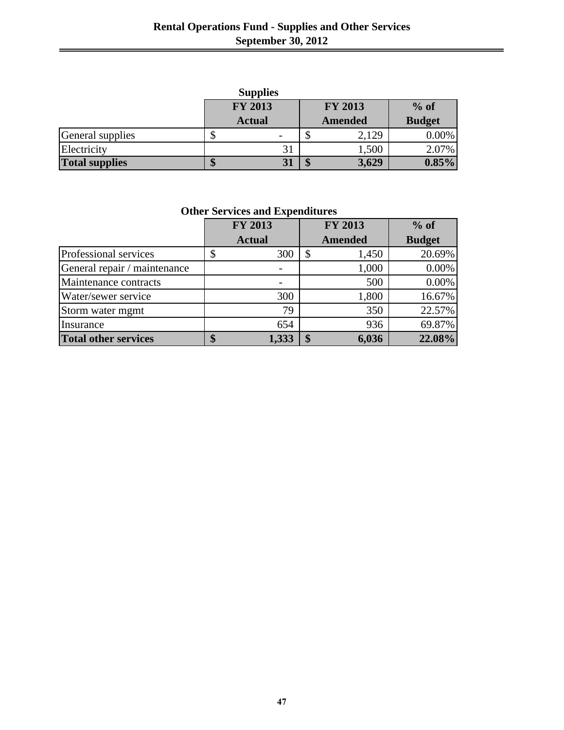# Rental Operations Fund - Supplies and Other Services
## September 30, 2012

### Supplies

| | FY 2013 Actual | FY 2013 Amended | % of Budget |
|---|---|---|---|
| General supplies | $ - | $ 2,129 | 0.00% |
| Electricity | 31 | 1,500 | 2.07% |
| **Total supplies** | **$ 31** | **$ 3,629** | **0.85%** |

### Other Services and Expenditures

| | FY 2013 Actual | FY 2013 Amended | % of Budget |
|---|---|---|---|
| Professional services | $ 300 | $ 1,450 | 20.69% |
| General repair / maintenance | - | 1,000 | 0.00% |
| Maintenance contracts | - | 500 | 0.00% |
| Water/sewer service | 300 | 1,800 | 16.67% |
| Storm water mgmt | 79 | 350 | 22.57% |
| Insurance | 654 | 936 | 69.87% |
| **Total other services** | **$ 1,333** | **$ 6,036** | **22.08%** |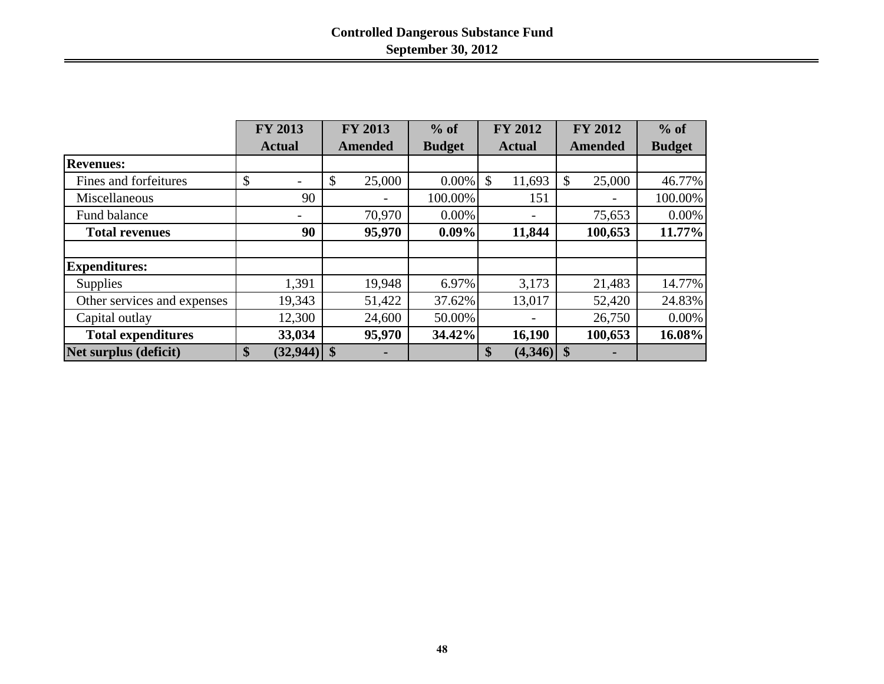# Controlled Dangerous Substance Fund
## September 30, 2012

| | FY 2013 Actual | FY 2013 Amended | % of Budget | FY 2012 Actual | FY 2012 Amended | % of Budget |
|---|---|---|---|---|---|---|
| **Revenues:** | | | | | | |
| Fines and forfeitures | $ - | $ 25,000 | 0.00% | $ 11,693 | $ 25,000 | 46.77% |
| Miscellaneous | 90 | - | 100.00% | 151 | - | 100.00% |
| Fund balance | - | 70,970 | 0.00% | - | 75,653 | 0.00% |
| **Total revenues** | **90** | **95,970** | **0.09%** | **11,844** | **100,653** | **11.77%** |
| | | | | | | |
| **Expenditures:** | | | | | | |
| Supplies | 1,391 | 19,948 | 6.97% | 3,173 | 21,483 | 14.77% |
| Other services and expenses | 19,343 | 51,422 | 37.62% | 13,017 | 52,420 | 24.83% |
| Capital outlay | 12,300 | 24,600 | 50.00% | - | 26,750 | 0.00% |
| **Total expenditures** | **33,034** | **95,970** | **34.42%** | **16,190** | **100,653** | **16.08%** |
| **Net surplus (deficit)** | **$ (32,944)** | **$ -** | | **$ (4,346)** | **$ -** | |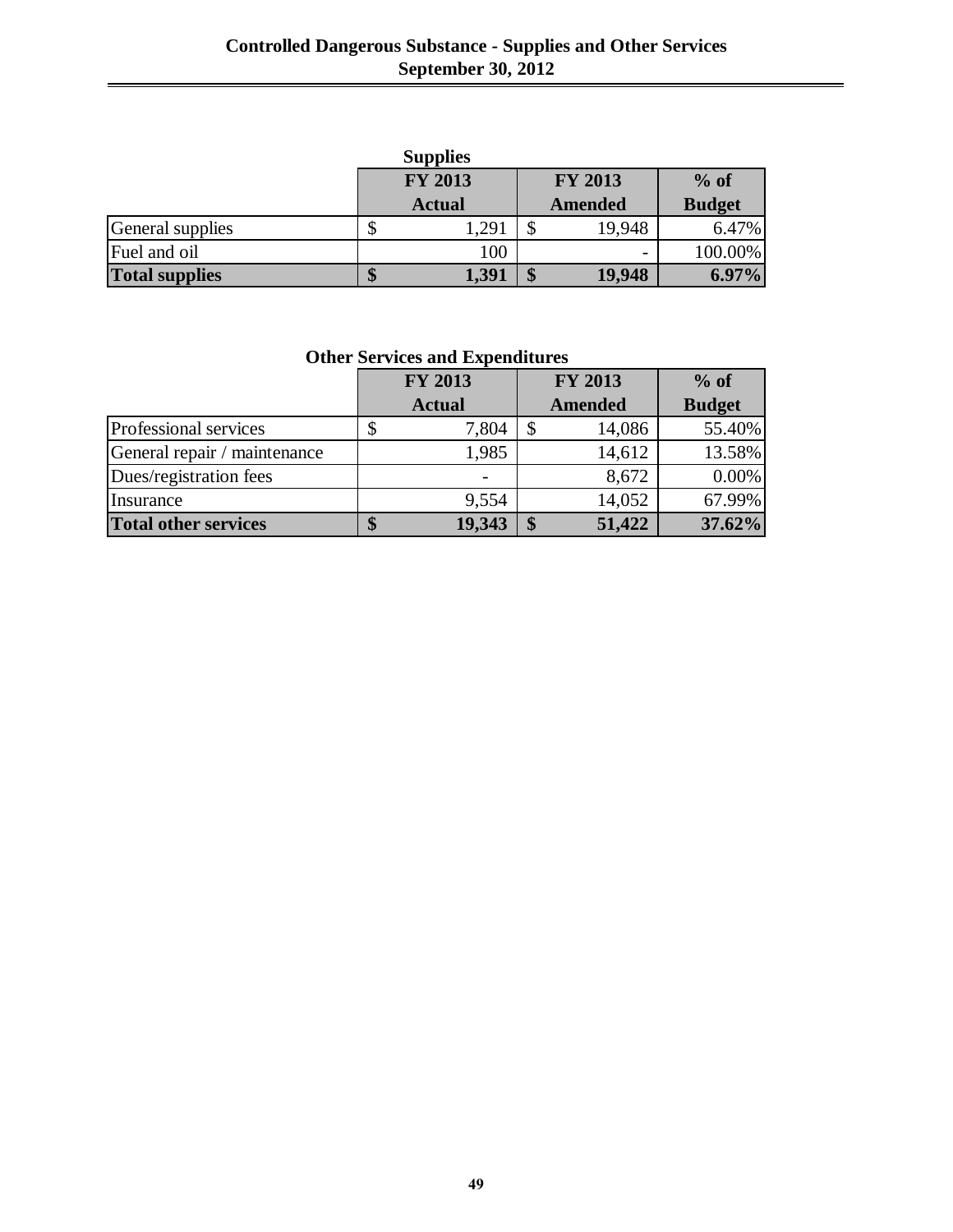# Controlled Dangerous Substance - Supplies and Other Services
## September 30, 2012

**Supplies**

| | FY 2013 Actual | FY 2013 Amended | % of Budget |
|---|---|---|---|
| General supplies | $ 1,291 | $ 19,948 | 6.47% |
| Fuel and oil | 100 | - | 100.00% |
| **Total supplies** | **$ 1,391** | **$ 19,948** | **6.97%** |

**Other Services and Expenditures**

| | FY 2013 Actual | FY 2013 Amended | % of Budget |
|---|---|---|---|
| Professional services | $ 7,804 | $ 14,086 | 55.40% |
| General repair / maintenance | 1,985 | 14,612 | 13.58% |
| Dues/registration fees | - | 8,672 | 0.00% |
| Insurance | 9,554 | 14,052 | 67.99% |
| **Total other services** | **$ 19,343** | **$ 51,422** | **37.62%** |